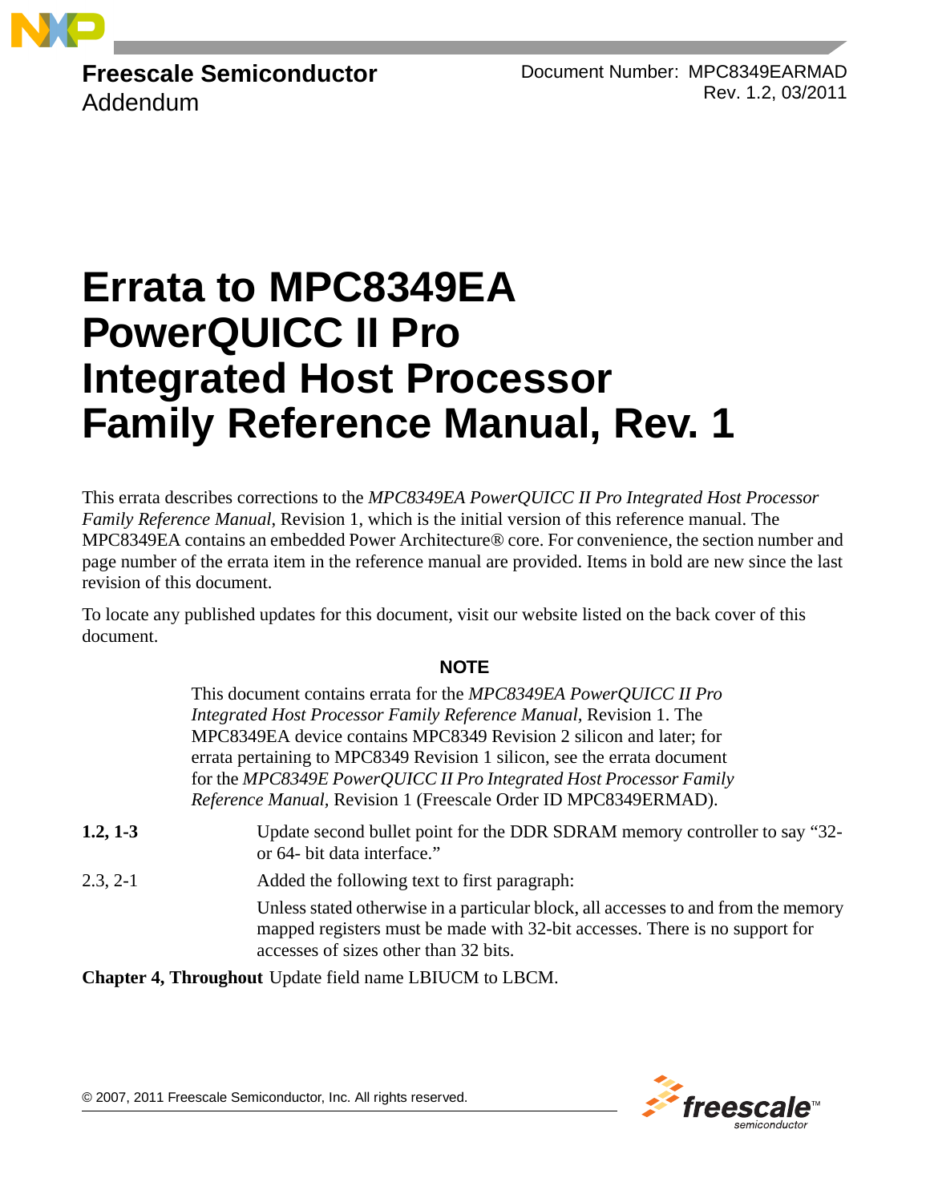Freescale Semiconductor
Addendum

Document Number: MPC8349EARMAD
Rev. 1.2, 03/2011

# Errata to MPC8349EA PowerQUICC II Pro Integrated Host Processor Family Reference Manual, Rev. 1

This errata describes corrections to the *MPC8349EA PowerQUICC II Pro Integrated Host Processor Family Reference Manual*, Revision 1, which is the initial version of this reference manual. The MPC8349EA contains an embedded Power Architecture® core. For convenience, the section number and page number of the errata item in the reference manual are provided. Items in bold are new since the last revision of this document.

To locate any published updates for this document, visit our website listed on the back cover of this document.

**NOTE**

> This document contains errata for the *MPC8349EA PowerQUICC II Pro Integrated Host Processor Family Reference Manual,* Revision 1. The MPC8349EA device contains MPC8349 Revision 2 silicon and later; for errata pertaining to MPC8349 Revision 1 silicon, see the errata document for the *MPC8349E PowerQUICC II Pro Integrated Host Processor Family Reference Manual,* Revision 1 (Freescale Order ID MPC8349ERMAD).

**1.2, 1-3** Update second bullet point for the DDR SDRAM memory controller to say "32- or 64- bit data interface."

2.3, 2-1 Added the following text to first paragraph:

Unless stated otherwise in a particular block, all accesses to and from the memory mapped registers must be made with 32-bit accesses. There is no support for accesses of sizes other than 32 bits.

**Chapter 4, Throughout** Update field name LBIUCM to LBCM.

© 2007, 2011 Freescale Semiconductor, Inc. All rights reserved.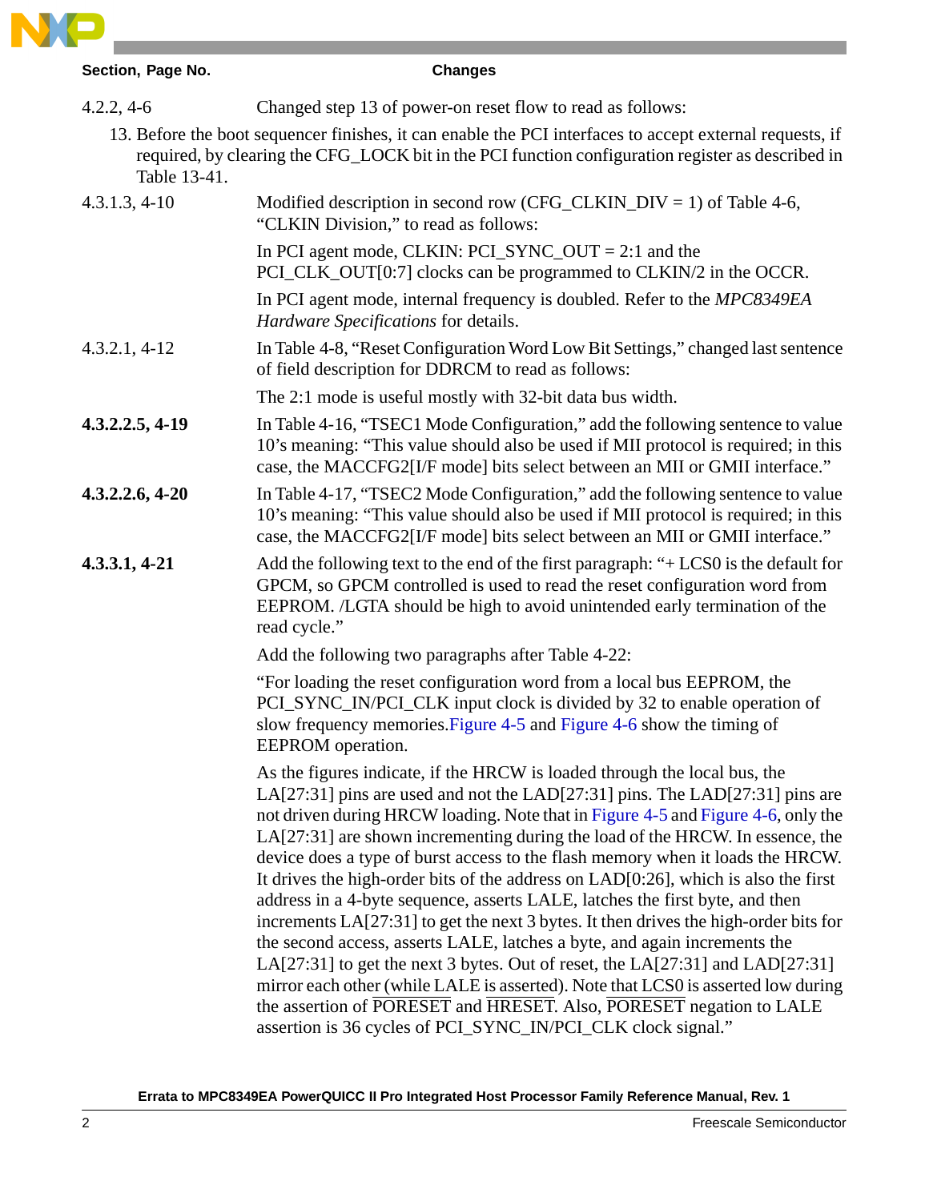| Section, Page No. | Changes |
|---|---|
| 4.2.2, 4-6 | Changed step 13 of power-on reset flow to read as follows:<br>13. Before the boot sequencer finishes, it can enable the PCI interfaces to accept external requests, if required, by clearing the CFG_LOCK bit in the PCI function configuration register as described in Table 13-41. |
| 4.3.1.3, 4-10 | Modified description in second row (CFG_CLKIN_DIV = 1) of Table 4-6, "CLKIN Division," to read as follows:<br>In PCI agent mode, CLKIN: PCI_SYNC_OUT = 2:1 and the PCI_CLK_OUT[0:7] clocks can be programmed to CLKIN/2 in the OCCR.<br>In PCI agent mode, internal frequency is doubled. Refer to the *MPC8349EA Hardware Specifications* for details. |
| 4.3.2.1, 4-12 | In Table 4-8, "Reset Configuration Word Low Bit Settings," changed last sentence of field description for DDRCM to read as follows:<br>The 2:1 mode is useful mostly with 32-bit data bus width. |
| **4.3.2.2.5, 4-19** | In Table 4-16, "TSEC1 Mode Configuration," add the following sentence to value 10's meaning: "This value should also be used if MII protocol is required; in this case, the MACCFG2[I/F mode] bits select between an MII or GMII interface." |
| **4.3.2.2.6, 4-20** | In Table 4-17, "TSEC2 Mode Configuration," add the following sentence to value 10's meaning: "This value should also be used if MII protocol is required; in this case, the MACCFG2[I/F mode] bits select between an MII or GMII interface." |
| **4.3.3.1, 4-21** | Add the following text to the end of the first paragraph: "+ LCS0 is the default for GPCM, so GPCM controlled is used to read the reset configuration word from EEPROM. /LGTA should be high to avoid unintended early termination of the read cycle."<br>Add the following two paragraphs after Table 4-22:<br>"For loading the reset configuration word from a local bus EEPROM, the PCI_SYNC_IN/PCI_CLK input clock is divided by 32 to enable operation of slow frequency memories.Figure 4-5 and Figure 4-6 show the timing of EEPROM operation.<br>As the figures indicate, if the HRCW is loaded through the local bus, the LA[27:31] pins are used and not the LAD[27:31] pins. The LAD[27:31] pins are not driven during HRCW loading. Note that in Figure 4-5 and Figure 4-6, only the LA[27:31] are shown incrementing during the load of the HRCW. In essence, the device does a type of burst access to the flash memory when it loads the HRCW. It drives the high-order bits of the address on LAD[0:26], which is also the first address in a 4-byte sequence, asserts LALE, latches the first byte, and then increments LA[27:31] to get the next 3 bytes. It then drives the high-order bits for the second access, asserts LALE, latches a byte, and again increments the LA[27:31] to get the next 3 bytes. Out of reset, the LA[27:31] and LAD[27:31] mirror each other (while LALE is asserted). Note that LCS0 is asserted low during the assertion of $\overline{\text{PORESET}}$ and $\overline{\text{HRESET}}$. Also, $\overline{\text{PORESET}}$ negation to LALE assertion is 36 cycles of PCI_SYNC_IN/PCI_CLK clock signal." |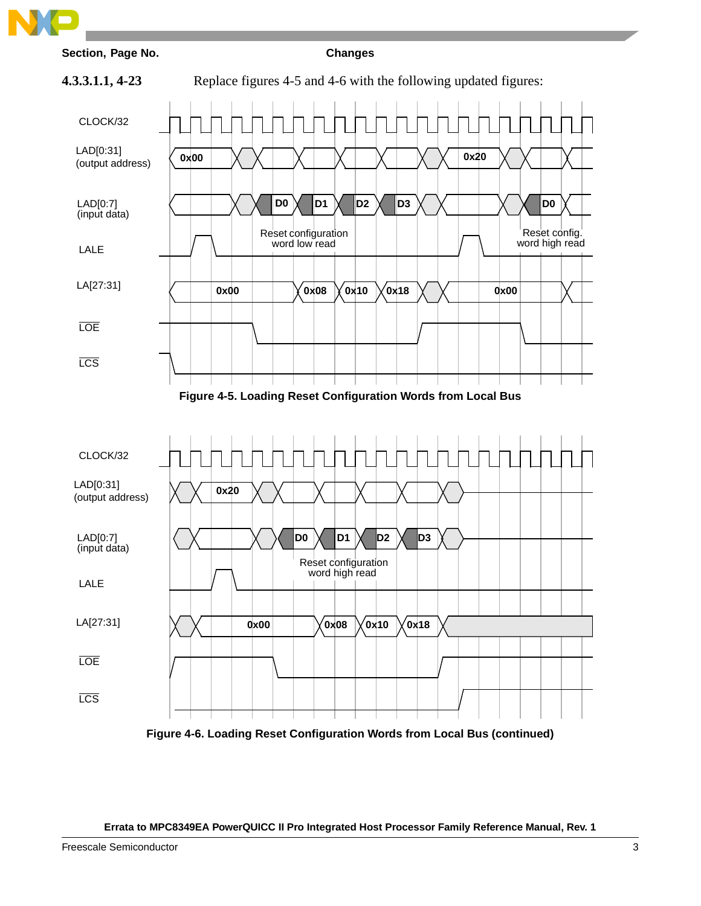| Section, Page No. | Changes |
|---|---|
| **4.3.3.1.1, 4-23** | Replace figures 4-5 and 4-6 with the following updated figures: |

CLOCK/32

LAD[0:31] (output address) — 0x00, 0x20

LAD[0:7] (input data) — D0, D1, D2, D3, D0

LALE — Reset configuration word low read; Reset config. word high read

LA[27:31] — 0x00, 0x08, 0x10, 0x18, 0x00

LOE

LCS

**Figure 4-5. Loading Reset Configuration Words from Local Bus**

CLOCK/32

LAD[0:31] (output address) — 0x20

LAD[0:7] (input data) — D0, D1, D2, D3

LALE — Reset configuration word high read

LA[27:31] — 0x00, 0x08, 0x10, 0x18

LOE

LCS

**Figure 4-6. Loading Reset Configuration Words from Local Bus (continued)**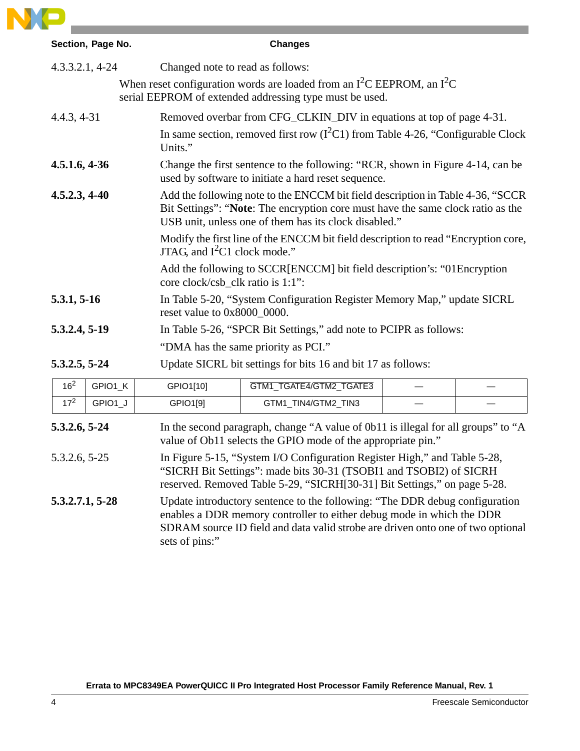| Section, Page No. | Changes |
|---|---|
| 4.3.3.2.1, 4-24 | Changed note to read as follows: When reset configuration words are loaded from an I$^2$C EEPROM, an I$^2$C serial EEPROM of extended addressing type must be used. |
| 4.4.3, 4-31 | Removed overbar from CFG_CLKIN_DIV in equations at top of page 4-31. In same section, removed first row (I$^2$C1) from Table 4-26, “Configurable Clock Units.” |
| **4.5.1.6, 4-36** | Change the first sentence to the following: “RCR, shown in Figure 4-14, can be used by software to initiate a hard reset sequence. |
| **4.5.2.3, 4-40** | Add the following note to the ENCCM bit field description in Table 4-36, “SCCR Bit Settings”: “**Note**: The encryption core must have the same clock ratio as the USB unit, unless one of them has its clock disabled.” Modify the first line of the ENCCM bit field description to read “Encryption core, JTAG, and I$^2$C1 clock mode.” Add the following to SCCR[ENCCM] bit field description’s: “01Encryption core clock/csb_clk ratio is 1:1”: |
| **5.3.1, 5-16** | In Table 5-20, “System Configuration Register Memory Map,” update SICRL reset value to 0x8000_0000. |
| **5.3.2.4, 5-19** | In Table 5-26, “SPCR Bit Settings,” add note to PCIPR as follows: “DMA has the same priority as PCI.” |
| **5.3.2.5, 5-24** | Update SICRL bit settings for bits 16 and bit 17 as follows: |

| | | | | | |
|---|---|---|---|---|---|
| 16[2] | GPIO1_K | GPIO1[10] | $\overline{\text{GTM1\_TGATE4/GTM2\_TGATE3}}$ | — | — |
| 17[2] | GPIO1_J | GPIO1[9] | GTM1_TIN4/GTM2_TIN3 | — | — |

| | |
|---|---|
| **5.3.2.6, 5-24** | In the second paragraph, change “A value of 0b11 is illegal for all groups” to “A value of Ob11 selects the GPIO mode of the appropriate pin.” |
| 5.3.2.6, 5-25 | In Figure 5-15, “System I/O Configuration Register High,” and Table 5-28, “SICRH Bit Settings”: made bits 30-31 (TSOBI1 and TSOBI2) of SICRH reserved. Removed Table 5-29, “SICRH[30-31] Bit Settings,” on page 5-28. |
| **5.3.2.7.1, 5-28** | Update introductory sentence to the following: “The DDR debug configuration enables a DDR memory controller to either debug mode in which the DDR SDRAM source ID field and data valid strobe are driven onto one of two optional sets of pins:” |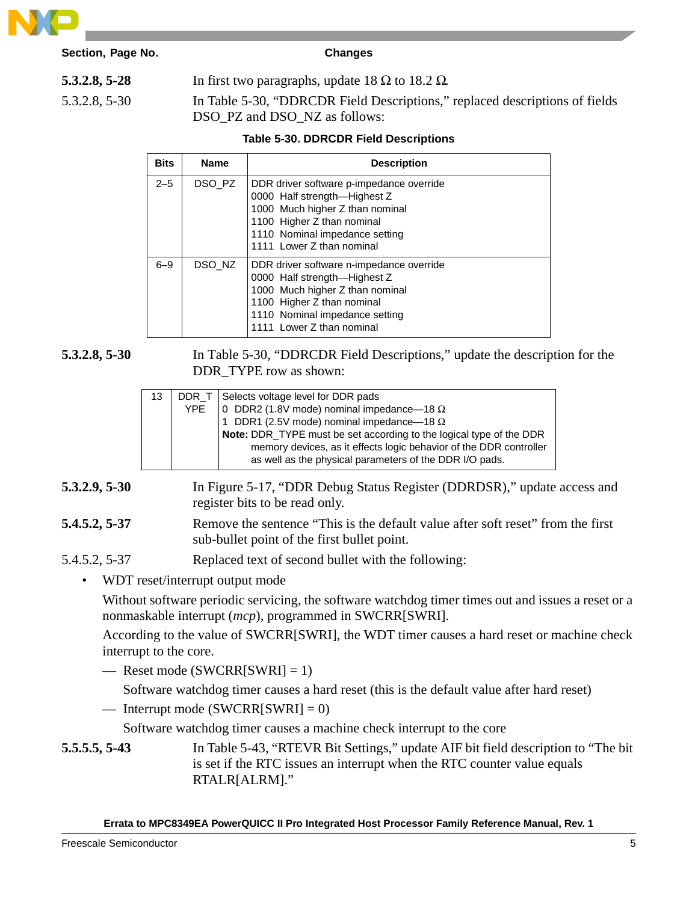| Section, Page No. | Changes |
|---|---|
| **5.3.2.8, 5-28** | In first two paragraphs, update 18 Ω to 18.2 Ω. |
| 5.3.2.8, 5-30 | In Table 5-30, “DDRCDR Field Descriptions,” replaced descriptions of fields DSO_PZ and DSO_NZ as follows: |

**Table 5-30. DDRCDR Field Descriptions**

| Bits | Name | Description |
|---|---|---|
| 2–5 | DSO_PZ | DDR driver software p-impedance override<br>0000 Half strength—Highest Z<br>1000 Much higher Z than nominal<br>1100 Higher Z than nominal<br>1110 Nominal impedance setting<br>1111 Lower Z than nominal |
| 6–9 | DSO_NZ | DDR driver software n-impedance override<br>0000 Half strength—Highest Z<br>1000 Much higher Z than nominal<br>1100 Higher Z than nominal<br>1110 Nominal impedance setting<br>1111 Lower Z than nominal |

**5.3.2.8, 5-30** In Table 5-30, “DDRCDR Field Descriptions,” update the description for the DDR_TYPE row as shown:

| | | |
|---|---|---|
| 13 | DDR_TYPE | Selects voltage level for DDR pads<br>0 DDR2 (1.8V mode) nominal impedance—18 Ω<br>1 DDR1 (2.5V mode) nominal impedance—18 Ω<br>**Note:** DDR_TYPE must be set according to the logical type of the DDR memory devices, as it effects logic behavior of the DDR controller as well as the physical parameters of the DDR I/O pads. |

**5.3.2.9, 5-30** In Figure 5-17, “DDR Debug Status Register (DDRDSR),” update access and register bits to be read only.

**5.4.5.2, 5-37** Remove the sentence “This is the default value after soft reset” from the first sub-bullet point of the first bullet point.

5.4.5.2, 5-37 Replaced text of second bullet with the following:

- WDT reset/interrupt output mode

  Without software periodic servicing, the software watchdog timer times out and issues a reset or a nonmaskable interrupt (*mcp*), programmed in SWCRR[SWRI].

  According to the value of SWCRR[SWRI], the WDT timer causes a hard reset or machine check interrupt to the core.

  — Reset mode (SWCRR[SWRI] = 1)

  Software watchdog timer causes a hard reset (this is the default value after hard reset)

  — Interrupt mode (SWCRR[SWRI] = 0)

  Software watchdog timer causes a machine check interrupt to the core

**5.5.5.5, 5-43** In Table 5-43, “RTEVR Bit Settings,” update AIF bit field description to “The bit is set if the RTC issues an interrupt when the RTC counter value equals RTALR[ALRM].”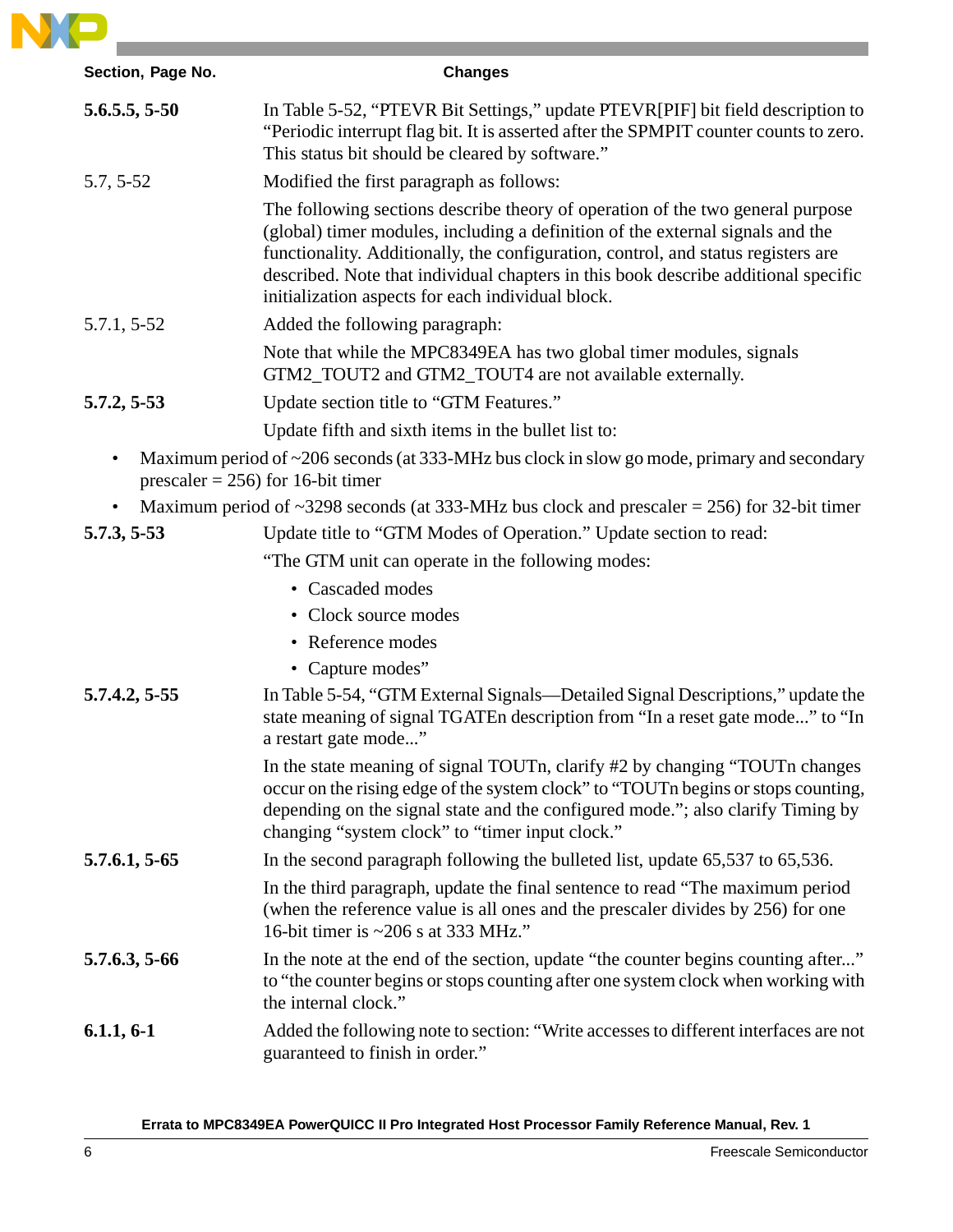| Section, Page No. | Changes |
|---|---|
| **5.6.5.5, 5-50** | In Table 5-52, "PTEVR Bit Settings," update PTEVR[PIF] bit field description to "Periodic interrupt flag bit. It is asserted after the SPMPIT counter counts to zero. This status bit should be cleared by software." |
| 5.7, 5-52 | Modified the first paragraph as follows:<br>The following sections describe theory of operation of the two general purpose (global) timer modules, including a definition of the external signals and the functionality. Additionally, the configuration, control, and status registers are described. Note that individual chapters in this book describe additional specific initialization aspects for each individual block. |
| 5.7.1, 5-52 | Added the following paragraph:<br>Note that while the MPC8349EA has two global timer modules, signals GTM2_TOUT2 and GTM2_TOUT4 are not available externally. |
| **5.7.2, 5-53** | Update section title to "GTM Features."<br>Update fifth and sixth items in the bullet list to:<br>• Maximum period of ~206 seconds (at 333-MHz bus clock in slow go mode, primary and secondary prescaler = 256) for 16-bit timer<br>• Maximum period of ~3298 seconds (at 333-MHz bus clock and prescaler = 256) for 32-bit timer |
| **5.7.3, 5-53** | Update title to "GTM Modes of Operation." Update section to read:<br>"The GTM unit can operate in the following modes:<br>• Cascaded modes<br>• Clock source modes<br>• Reference modes<br>• Capture modes" |
| **5.7.4.2, 5-55** | In Table 5-54, "GTM External Signals—Detailed Signal Descriptions," update the state meaning of signal TGATEn description from "In a reset gate mode..." to "In a restart gate mode..."<br>In the state meaning of signal TOUTn, clarify #2 by changing "TOUTn changes occur on the rising edge of the system clock" to "TOUTn begins or stops counting, depending on the signal state and the configured mode."; also clarify Timing by changing "system clock" to "timer input clock." |
| **5.7.6.1, 5-65** | In the second paragraph following the bulleted list, update 65,537 to 65,536.<br>In the third paragraph, update the final sentence to read "The maximum period (when the reference value is all ones and the prescaler divides by 256) for one 16-bit timer is ~206 s at 333 MHz." |
| **5.7.6.3, 5-66** | In the note at the end of the section, update "the counter begins counting after..." to "the counter begins or stops counting after one system clock when working with the internal clock." |
| **6.1.1, 6-1** | Added the following note to section: "Write accesses to different interfaces are not guaranteed to finish in order." |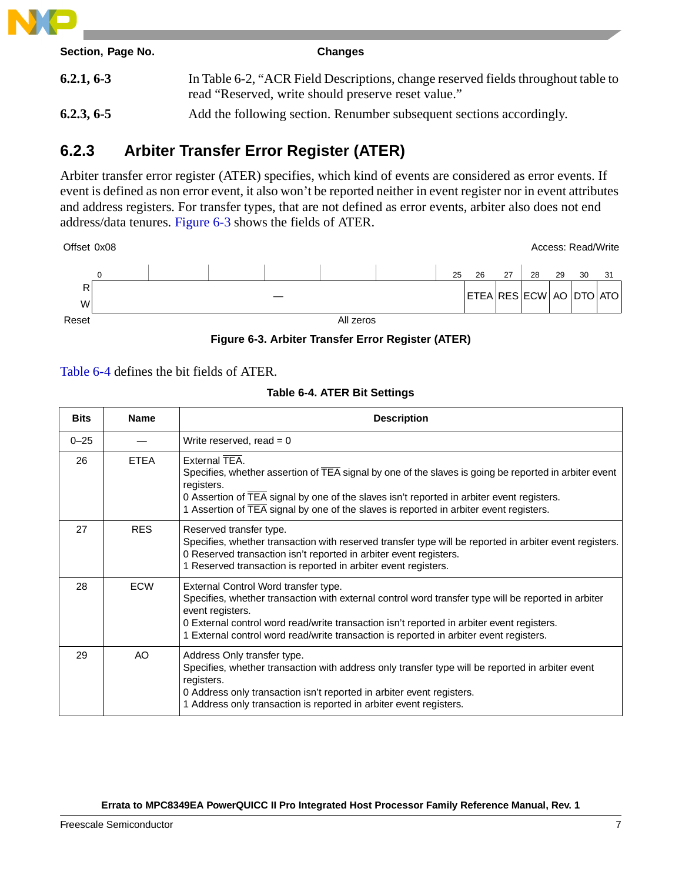| Section, Page No. | Changes |
|---|---|
| **6.2.1, 6-3** | In Table 6-2, "ACR Field Descriptions, change reserved fields throughout table to read "Reserved, write should preserve reset value." |
| **6.2.3, 6-5** | Add the following section. Renumber subsequent sections accordingly. |

### 6.2.3 Arbiter Transfer Error Register (ATER)

Arbiter transfer error register (ATER) specifies, which kind of events are considered as error events. If event is defined as non error event, it also won't be reported neither in event register nor in event attributes and address registers. For transfer types, that are not defined as error events, arbiter also does not end address/data tenures. Figure 6-3 shows the fields of ATER.

Offset 0x08 — Access: Read/Write

| | 0–25 | 26 | 27 | 28 | 29 | 30 | 31 |
|---|---|---|---|---|---|---|---|
| R/W | — | ETEA | RES | ECW | AO | DTO | ATO |
| Reset | All zeros | | | | | | |

**Figure 6-3. Arbiter Transfer Error Register (ATER)**

Table 6-4 defines the bit fields of ATER.

**Table 6-4. ATER Bit Settings**

| Bits | Name | Description |
|---|---|---|
| 0–25 | — | Write reserved, read = 0 |
| 26 | ETEA | External TEA.<br>Specifies, whether assertion of TEA signal by one of the slaves is going be reported in arbiter event registers.<br>0 Assertion of TEA signal by one of the slaves isn't reported in arbiter event registers.<br>1 Assertion of TEA signal by one of the slaves is reported in arbiter event registers. |
| 27 | RES | Reserved transfer type.<br>Specifies, whether transaction with reserved transfer type will be reported in arbiter event registers.<br>0 Reserved transaction isn't reported in arbiter event registers.<br>1 Reserved transaction is reported in arbiter event registers. |
| 28 | ECW | External Control Word transfer type.<br>Specifies, whether transaction with external control word transfer type will be reported in arbiter event registers.<br>0 External control word read/write transaction isn't reported in arbiter event registers.<br>1 External control word read/write transaction is reported in arbiter event registers. |
| 29 | AO | Address Only transfer type.<br>Specifies, whether transaction with address only transfer type will be reported in arbiter event registers.<br>0 Address only transaction isn't reported in arbiter event registers.<br>1 Address only transaction is reported in arbiter event registers. |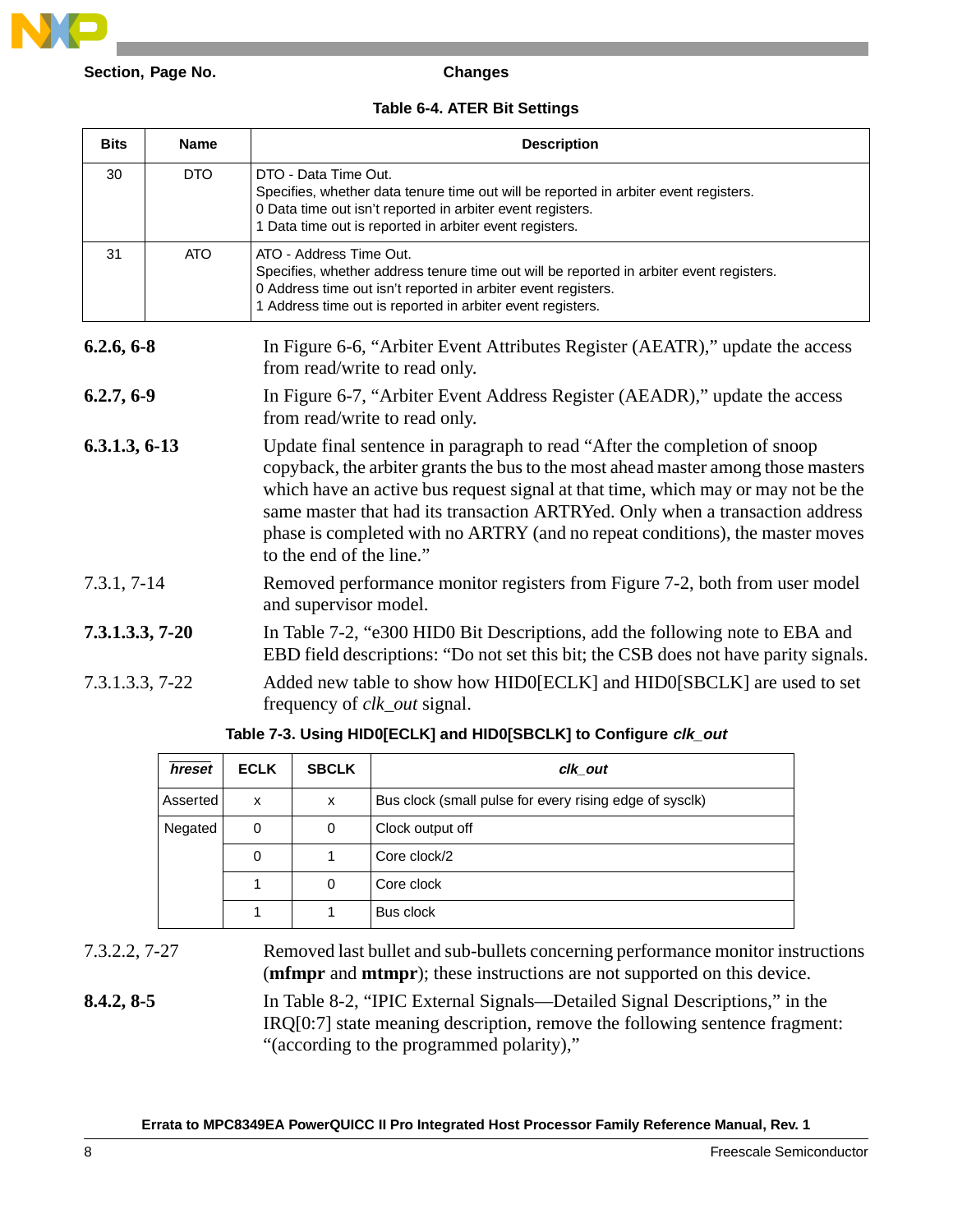**Section, Page No.** **Changes**

**Table 6-4. ATER Bit Settings**

| Bits | Name | Description |
|---|---|---|
| 30 | DTO | DTO - Data Time Out.<br>Specifies, whether data tenure time out will be reported in arbiter event registers.<br>0 Data time out isn't reported in arbiter event registers.<br>1 Data time out is reported in arbiter event registers. |
| 31 | ATO | ATO - Address Time Out.<br>Specifies, whether address tenure time out will be reported in arbiter event registers.<br>0 Address time out isn't reported in arbiter event registers.<br>1 Address time out is reported in arbiter event registers. |

**6.2.6, 6-8** In Figure 6-6, "Arbiter Event Attributes Register (AEATR)," update the access from read/write to read only.

**6.2.7, 6-9** In Figure 6-7, "Arbiter Event Address Register (AEADR)," update the access from read/write to read only.

**6.3.1.3, 6-13** Update final sentence in paragraph to read "After the completion of snoop copyback, the arbiter grants the bus to the most ahead master among those masters which have an active bus request signal at that time, which may or may not be the same master that had its transaction ARTRYed. Only when a transaction address phase is completed with no ARTRY (and no repeat conditions), the master moves to the end of the line."

7.3.1, 7-14 Removed performance monitor registers from Figure 7-2, both from user model and supervisor model.

**7.3.1.3.3, 7-20** In Table 7-2, "e300 HID0 Bit Descriptions, add the following note to EBA and EBD field descriptions: "Do not set this bit; the CSB does not have parity signals.

7.3.1.3.3, 7-22 Added new table to show how HID0[ECLK] and HID0[SBCLK] are used to set frequency of *clk_out* signal.

**Table 7-3. Using HID0[ECLK] and HID0[SBCLK] to Configure *clk_out***

| $\overline{hreset}$ | ECLK | SBCLK | *clk_out* |
|---|---|---|---|
| Asserted | x | x | Bus clock (small pulse for every rising edge of sysclk) |
| Negated | 0 | 0 | Clock output off |
| | 0 | 1 | Core clock/2 |
| | 1 | 0 | Core clock |
| | 1 | 1 | Bus clock |

7.3.2.2, 7-27 Removed last bullet and sub-bullets concerning performance monitor instructions (**mfmpr** and **mtmpr**); these instructions are not supported on this device.

**8.4.2, 8-5** In Table 8-2, "IPIC External Signals—Detailed Signal Descriptions," in the IRQ[0:7] state meaning description, remove the following sentence fragment: "(according to the programmed polarity),"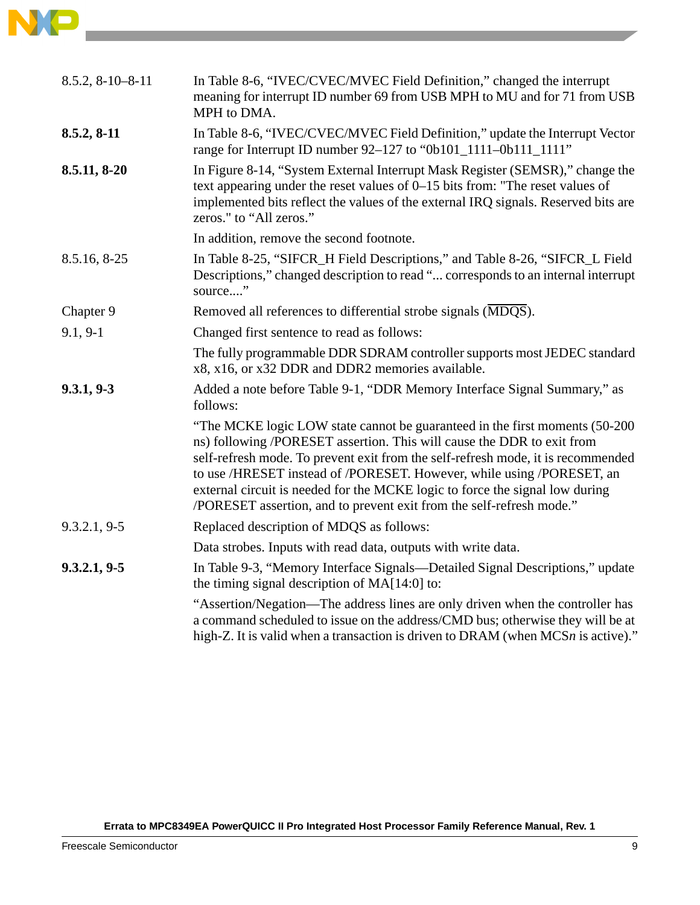| | |
|---|---|
| 8.5.2, 8-10–8-11 | In Table 8-6, “IVEC/CVEC/MVEC Field Definition,” changed the interrupt meaning for interrupt ID number 69 from USB MPH to MU and for 71 from USB MPH to DMA. |
| **8.5.2, 8-11** | In Table 8-6, “IVEC/CVEC/MVEC Field Definition,” update the Interrupt Vector range for Interrupt ID number 92–127 to “0b101_1111–0b111_1111” |
| **8.5.11, 8-20** | In Figure 8-14, “System External Interrupt Mask Register (SEMSR),” change the text appearing under the reset values of 0–15 bits from: "The reset values of implemented bits reflect the values of the external IRQ signals. Reserved bits are zeros." to “All zeros.” |
| | In addition, remove the second footnote. |
| 8.5.16, 8-25 | In Table 8-25, “SIFCR_H Field Descriptions,” and Table 8-26, “SIFCR_L Field Descriptions,” changed description to read “... corresponds to an internal interrupt source....” |
| Chapter 9 | Removed all references to differential strobe signals ($\overline{\text{MDQS}}$). |
| 9.1, 9-1 | Changed first sentence to read as follows: |
| | The fully programmable DDR SDRAM controller supports most JEDEC standard x8, x16, or x32 DDR and DDR2 memories available. |
| **9.3.1, 9-3** | Added a note before Table 9-1, “DDR Memory Interface Signal Summary,” as follows: |
| | “The MCKE logic LOW state cannot be guaranteed in the first moments (50-200 ns) following /PORESET assertion. This will cause the DDR to exit from self-refresh mode. To prevent exit from the self-refresh mode, it is recommended to use /HRESET instead of /PORESET. However, while using /PORESET, an external circuit is needed for the MCKE logic to force the signal low during /PORESET assertion, and to prevent exit from the self-refresh mode.” |
| 9.3.2.1, 9-5 | Replaced description of MDQS as follows: |
| | Data strobes. Inputs with read data, outputs with write data. |
| **9.3.2.1, 9-5** | In Table 9-3, “Memory Interface Signals—Detailed Signal Descriptions,” update the timing signal description of MA[14:0] to: |
| | “Assertion/Negation—The address lines are only driven when the controller has a command scheduled to issue on the address/CMD bus; otherwise they will be at high-Z. It is valid when a transaction is driven to DRAM (when MCS*n* is active).” |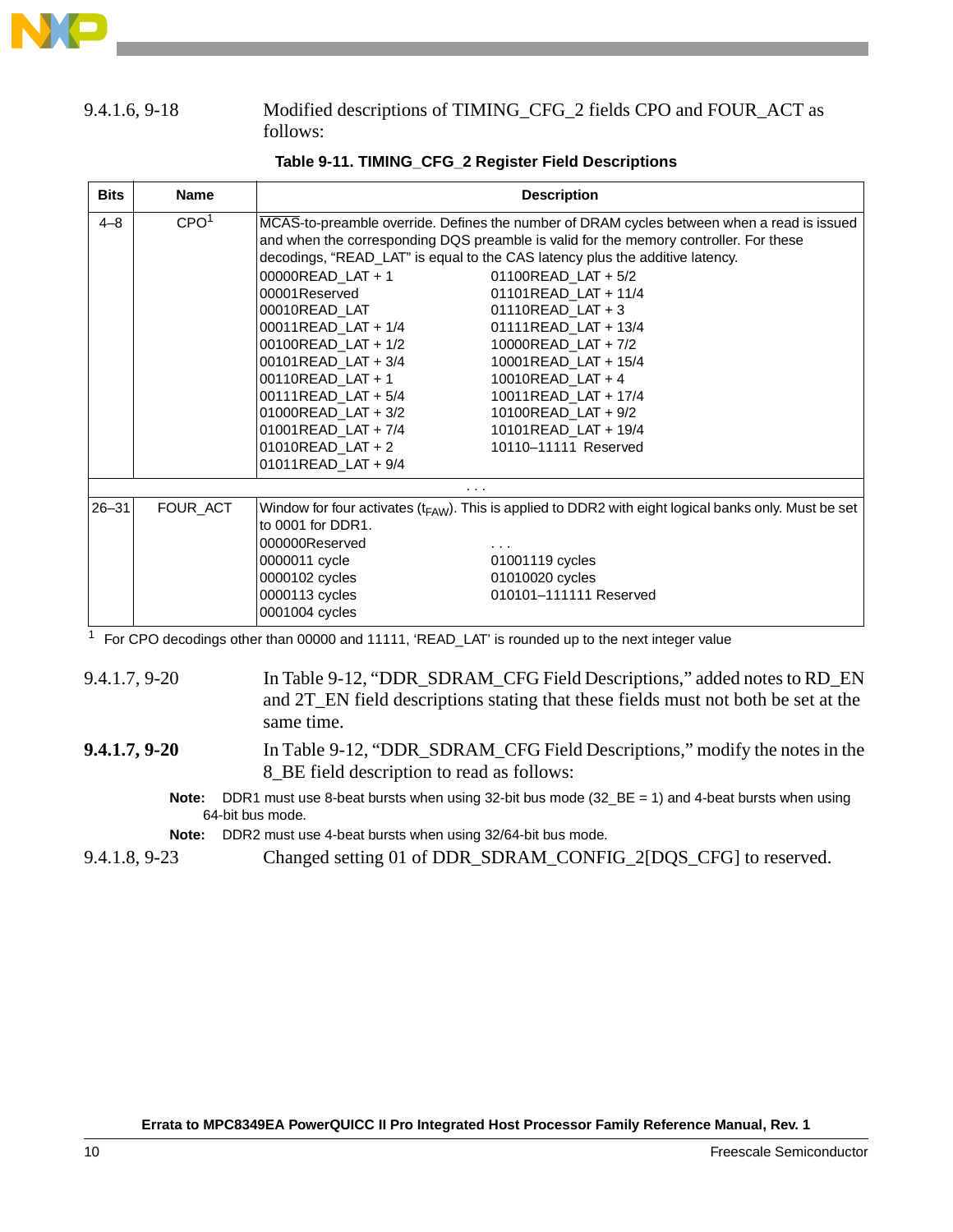| 9.4.1.6, 9-18 | Modified descriptions of TIMING_CFG_2 fields CPO and FOUR_ACT as follows: |
|---|---|

**Table 9-11. TIMING_CFG_2 Register Field Descriptions**

| Bits | Name | Description |
|---|---|---|
| 4–8 | CPO[1] | $\overline{\text{MCAS}}$-to-preamble override. Defines the number of DRAM cycles between when a read is issued and when the corresponding DQS preamble is valid for the memory controller. For these decodings, “READ_LAT” is equal to the CAS latency plus the additive latency.<br>00000READ_LAT + 1<br>00001Reserved<br>00010READ_LAT<br>00011READ_LAT + 1/4<br>00100READ_LAT + 1/2<br>00101READ_LAT + 3/4<br>00110READ_LAT + 1<br>00111READ_LAT + 5/4<br>01000READ_LAT + 3/2<br>01001READ_LAT + 7/4<br>01010READ_LAT + 2<br>01011READ_LAT + 9/4<br>01100READ_LAT + 5/2<br>01101READ_LAT + 11/4<br>01110READ_LAT + 3<br>01111READ_LAT + 13/4<br>10000READ_LAT + 7/2<br>10001READ_LAT + 15/4<br>10010READ_LAT + 4<br>10011READ_LAT + 17/4<br>10100READ_LAT + 9/2<br>10101READ_LAT + 19/4<br>10110–11111 Reserved |
| . . . | | |
| 26–31 | FOUR_ACT | Window for four activates ($t_{FAW}$). This is applied to DDR2 with eight logical banks only. Must be set to 0001 for DDR1.<br>000000Reserved<br>0000011 cycle<br>0000102 cycles<br>0000113 cycles<br>0001004 cycles<br>. . .<br>01001119 cycles<br>01010020 cycles<br>010101–111111 Reserved |

[1] For CPO decodings other than 00000 and 11111, ‘READ_LAT’ is rounded up to the next integer value

| | |
|---|---|
| 9.4.1.7, 9-20 | In Table 9-12, “DDR_SDRAM_CFG Field Descriptions,” added notes to RD_EN and 2T_EN field descriptions stating that these fields must not both be set at the same time. |
| **9.4.1.7, 9-20** | In Table 9-12, “DDR_SDRAM_CFG Field Descriptions,” modify the notes in the 8_BE field description to read as follows: |

**Note:** DDR1 must use 8-beat bursts when using 32-bit bus mode (32_BE = 1) and 4-beat bursts when using 64-bit bus mode.

**Note:** DDR2 must use 4-beat bursts when using 32/64-bit bus mode.

| | |
|---|---|
| 9.4.1.8, 9-23 | Changed setting 01 of DDR_SDRAM_CONFIG_2[DQS_CFG] to reserved. |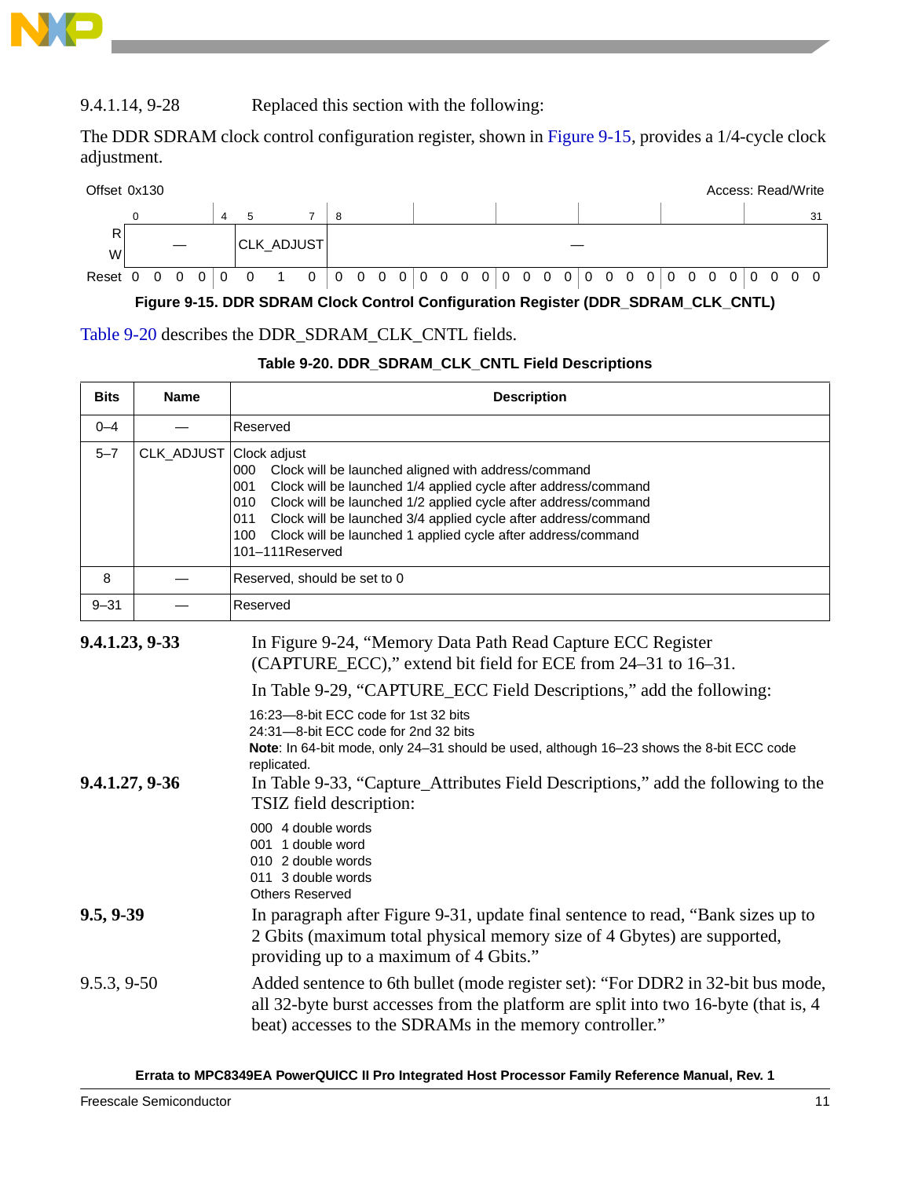9.4.1.14, 9-28 Replaced this section with the following:

The DDR SDRAM clock control configuration register, shown in Figure 9-15, provides a 1/4-cycle clock adjustment.

Offset 0x130 Access: Read/Write

| | 0–4 | 5–7 | 8–31 |
|---|---|---|---|
| R/W | — | CLK_ADJUST | — |
| Reset | 0 0 0 0 0 | 0 1 0 | 0 0 0 0 0 0 0 0 0 0 0 0 0 0 0 0 0 0 0 0 0 0 0 0 |

**Figure 9-15. DDR SDRAM Clock Control Configuration Register (DDR_SDRAM_CLK_CNTL)**

Table 9-20 describes the DDR_SDRAM_CLK_CNTL fields.

**Table 9-20. DDR_SDRAM_CLK_CNTL Field Descriptions**

| Bits | Name | Description |
|---|---|---|
| 0–4 | — | Reserved |
| 5–7 | CLK_ADJUST | Clock adjust<br>000 Clock will be launched aligned with address/command<br>001 Clock will be launched 1/4 applied cycle after address/command<br>010 Clock will be launched 1/2 applied cycle after address/command<br>011 Clock will be launched 3/4 applied cycle after address/command<br>100 Clock will be launched 1 applied cycle after address/command<br>101–111Reserved |
| 8 | — | Reserved, should be set to 0 |
| 9–31 | — | Reserved |

**9.4.1.23, 9-33** In Figure 9-24, "Memory Data Path Read Capture ECC Register (CAPTURE_ECC)," extend bit field for ECE from 24–31 to 16–31.

In Table 9-29, "CAPTURE_ECC Field Descriptions," add the following:

16:23—8-bit ECC code for 1st 32 bits
24:31—8-bit ECC code for 2nd 32 bits
**Note**: In 64-bit mode, only 24–31 should be used, although 16–23 shows the 8-bit ECC code replicated.

**9.4.1.27, 9-36** In Table 9-33, "Capture_Attributes Field Descriptions," add the following to the TSIZ field description:

000 4 double words
001 1 double word
010 2 double words
011 3 double words
Others Reserved

**9.5, 9-39** In paragraph after Figure 9-31, update final sentence to read, "Bank sizes up to 2 Gbits (maximum total physical memory size of 4 Gbytes) are supported, providing up to a maximum of 4 Gbits."

9.5.3, 9-50 Added sentence to 6th bullet (mode register set): "For DDR2 in 32-bit bus mode, all 32-byte burst accesses from the platform are split into two 16-byte (that is, 4 beat) accesses to the SDRAMs in the memory controller."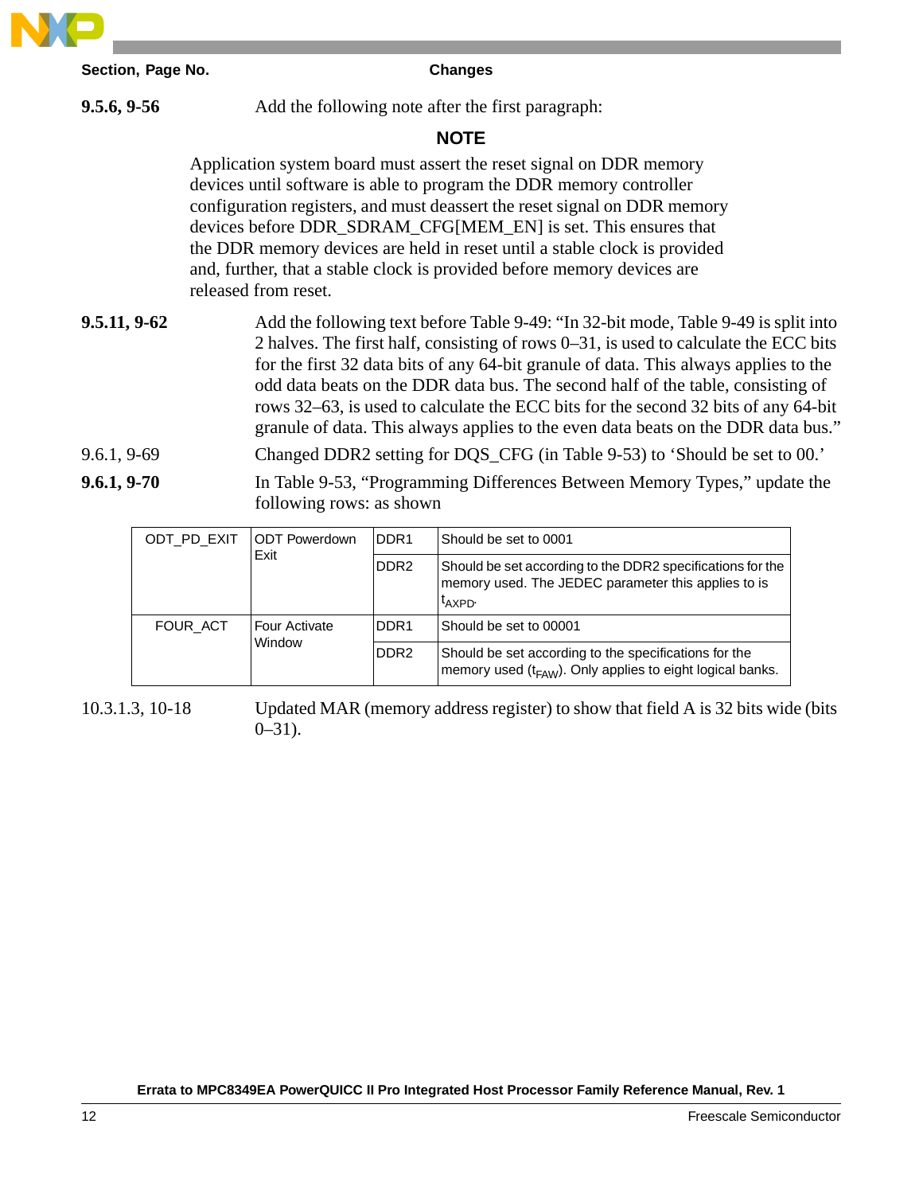| Section, Page No. | Changes |
|---|---|

**9.5.6, 9-56** Add the following note after the first paragraph:

**NOTE**

Application system board must assert the reset signal on DDR memory devices until software is able to program the DDR memory controller configuration registers, and must deassert the reset signal on DDR memory devices before DDR_SDRAM_CFG[MEM_EN] is set. This ensures that the DDR memory devices are held in reset until a stable clock is provided and, further, that a stable clock is provided before memory devices are released from reset.

**9.5.11, 9-62** Add the following text before Table 9-49: “In 32-bit mode, Table 9-49 is split into 2 halves. The first half, consisting of rows 0–31, is used to calculate the ECC bits for the first 32 data bits of any 64-bit granule of data. This always applies to the odd data beats on the DDR data bus. The second half of the table, consisting of rows 32–63, is used to calculate the ECC bits for the second 32 bits of any 64-bit granule of data. This always applies to the even data beats on the DDR data bus.”

9.6.1, 9-69 Changed DDR2 setting for DQS_CFG (in Table 9-53) to ‘Should be set to 00.’

**9.6.1, 9-70** In Table 9-53, “Programming Differences Between Memory Types,” update the following rows: as shown

| | | | |
|---|---|---|---|
| ODT_PD_EXIT | ODT Powerdown Exit | DDR1 | Should be set to 0001 |
| | | DDR2 | Should be set according to the DDR2 specifications for the memory used. The JEDEC parameter this applies to is $t_{AXPD}$. |
| FOUR_ACT | Four Activate Window | DDR1 | Should be set to 00001 |
| | | DDR2 | Should be set according to the specifications for the memory used ($t_{FAW}$). Only applies to eight logical banks. |

10.3.1.3, 10-18 Updated MAR (memory address register) to show that field A is 32 bits wide (bits 0–31).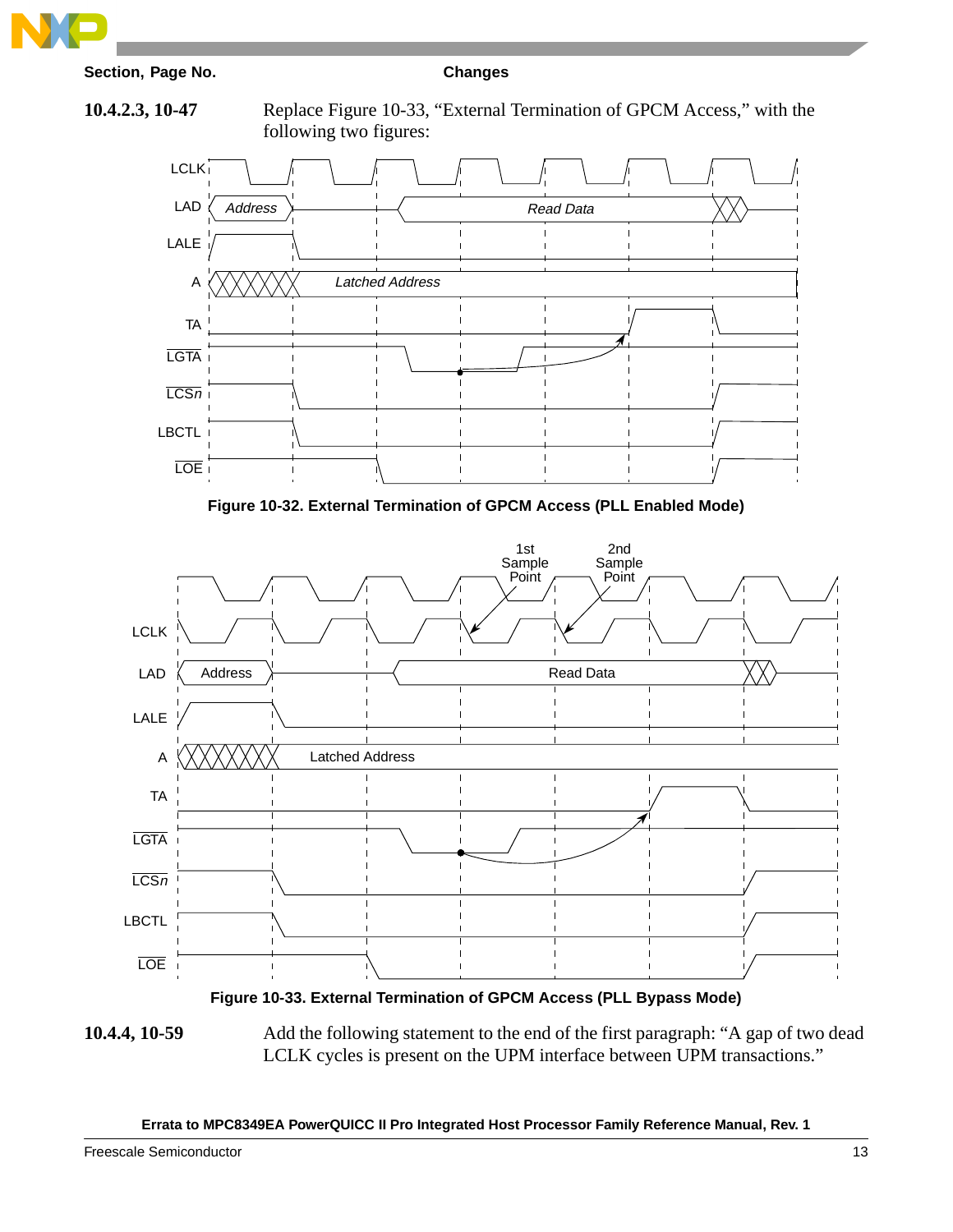| Section, Page No. | Changes |
|---|---|
| **10.4.2.3, 10-47** | Replace Figure 10-33, "External Termination of GPCM Access," with the following two figures: |

**Figure 10-32. External Termination of GPCM Access (PLL Enabled Mode)**

**Figure 10-33. External Termination of GPCM Access (PLL Bypass Mode)**

| Section, Page No. | Changes |
|---|---|
| **10.4.4, 10-59** | Add the following statement to the end of the first paragraph: "A gap of two dead LCLK cycles is present on the UPM interface between UPM transactions." |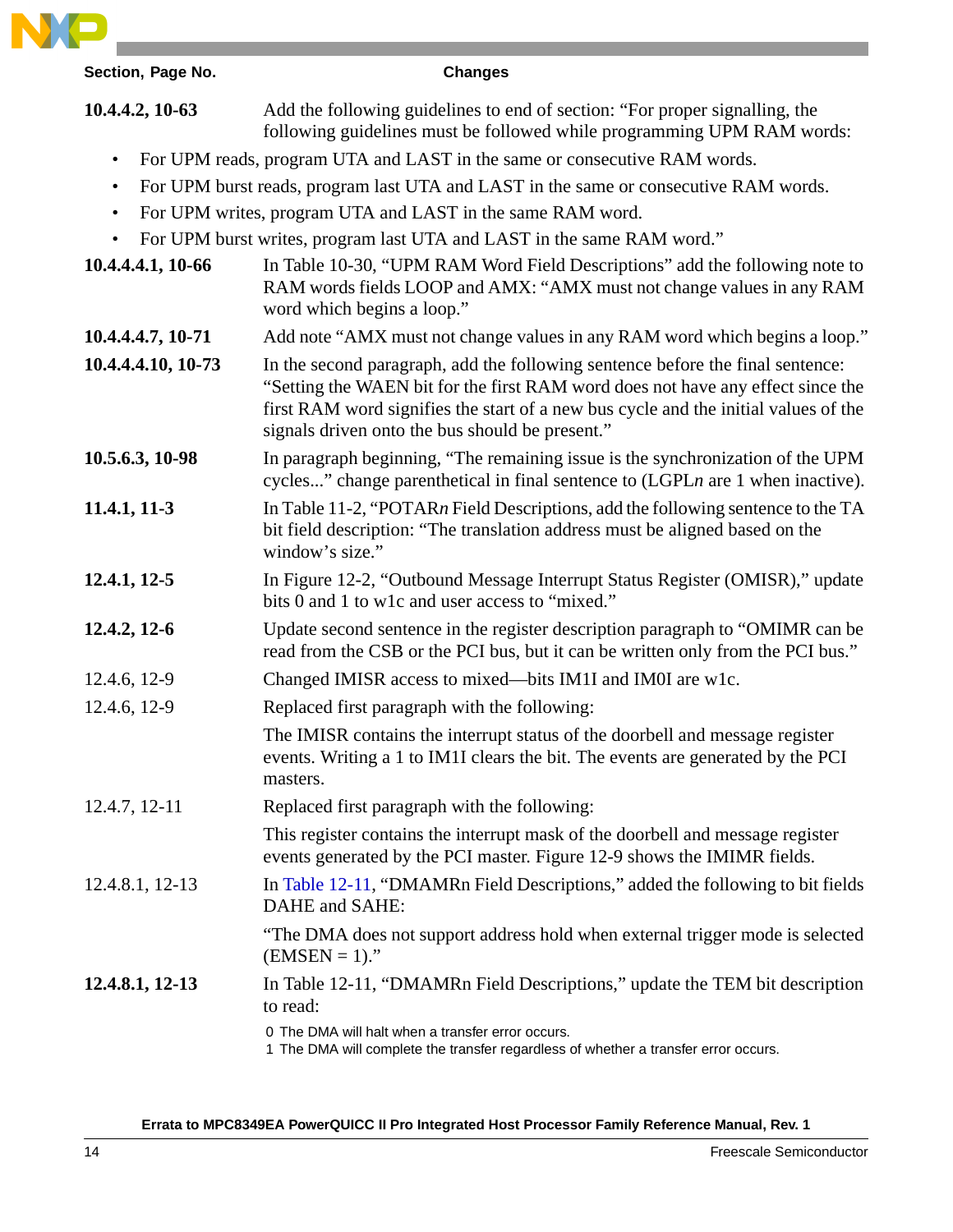| Section, Page No. | Changes |
|---|---|
| **10.4.4.2, 10-63** | Add the following guidelines to end of section: "For proper signalling, the following guidelines must be followed while programming UPM RAM words:<br>• For UPM reads, program UTA and LAST in the same or consecutive RAM words.<br>• For UPM burst reads, program last UTA and LAST in the same or consecutive RAM words.<br>• For UPM writes, program UTA and LAST in the same RAM word.<br>• For UPM burst writes, program last UTA and LAST in the same RAM word." |
| **10.4.4.4.1, 10-66** | In Table 10-30, "UPM RAM Word Field Descriptions" add the following note to RAM words fields LOOP and AMX: "AMX must not change values in any RAM word which begins a loop." |
| **10.4.4.4.7, 10-71** | Add note "AMX must not change values in any RAM word which begins a loop." |
| **10.4.4.4.10, 10-73** | In the second paragraph, add the following sentence before the final sentence: "Setting the WAEN bit for the first RAM word does not have any effect since the first RAM word signifies the start of a new bus cycle and the initial values of the signals driven onto the bus should be present." |
| **10.5.6.3, 10-98** | In paragraph beginning, "The remaining issue is the synchronization of the UPM cycles..." change parenthetical in final sentence to (LGPL*n* are 1 when inactive). |
| **11.4.1, 11-3** | In Table 11-2, "POTAR*n* Field Descriptions, add the following sentence to the TA bit field description: "The translation address must be aligned based on the window's size." |
| **12.4.1, 12-5** | In Figure 12-2, "Outbound Message Interrupt Status Register (OMISR)," update bits 0 and 1 to w1c and user access to "mixed." |
| **12.4.2, 12-6** | Update second sentence in the register description paragraph to "OMIMR can be read from the CSB or the PCI bus, but it can be written only from the PCI bus." |
| 12.4.6, 12-9 | Changed IMISR access to mixed—bits IM1I and IM0I are w1c. |
| 12.4.6, 12-9 | Replaced first paragraph with the following:<br>The IMISR contains the interrupt status of the doorbell and message register events. Writing a 1 to IM1I clears the bit. The events are generated by the PCI masters. |
| 12.4.7, 12-11 | Replaced first paragraph with the following:<br>This register contains the interrupt mask of the doorbell and message register events generated by the PCI master. Figure 12-9 shows the IMIMR fields. |
| 12.4.8.1, 12-13 | In Table 12-11, "DMAMRn Field Descriptions," added the following to bit fields DAHE and SAHE:<br>"The DMA does not support address hold when external trigger mode is selected (EMSEN = 1)." |
| **12.4.8.1, 12-13** | In Table 12-11, "DMAMRn Field Descriptions," update the TEM bit description to read:<br>0 The DMA will halt when a transfer error occurs.<br>1 The DMA will complete the transfer regardless of whether a transfer error occurs. |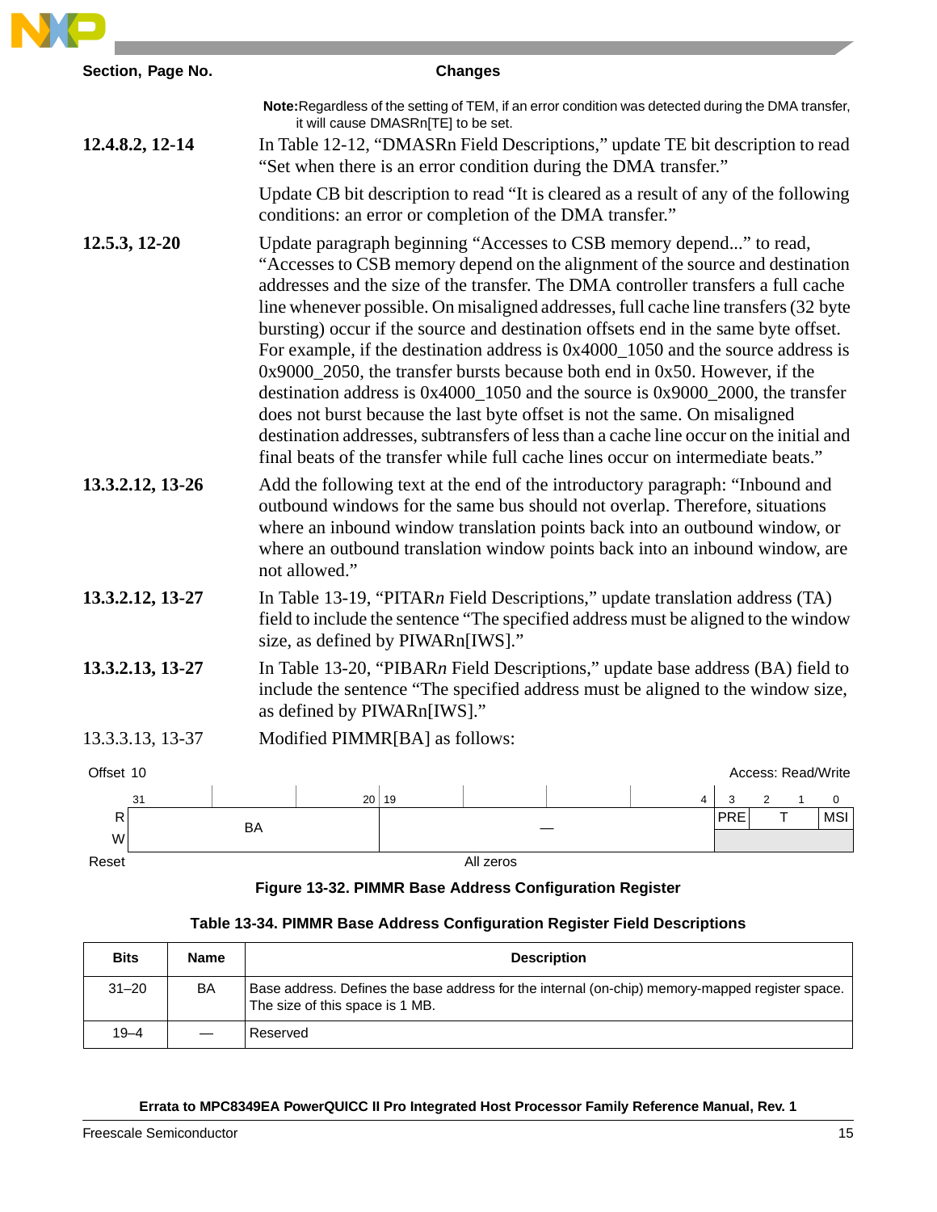| Section, Page No. | Changes |
|---|---|
| | **Note:** Regardless of the setting of TEM, if an error condition was detected during the DMA transfer, it will cause DMASRn[TE] to be set. |
| **12.4.8.2, 12-14** | In Table 12-12, "DMASRn Field Descriptions," update TE bit description to read "Set when there is an error condition during the DMA transfer." <br><br> Update CB bit description to read "It is cleared as a result of any of the following conditions: an error or completion of the DMA transfer." |
| **12.5.3, 12-20** | Update paragraph beginning "Accesses to CSB memory depend..." to read, "Accesses to CSB memory depend on the alignment of the source and destination addresses and the size of the transfer. The DMA controller transfers a full cache line whenever possible. On misaligned addresses, full cache line transfers (32 byte bursting) occur if the source and destination offsets end in the same byte offset. For example, if the destination address is 0x4000_1050 and the source address is 0x9000_2050, the transfer bursts because both end in 0x50. However, if the destination address is 0x4000_1050 and the source is 0x9000_2000, the transfer does not burst because the last byte offset is not the same. On misaligned destination addresses, subtransfers of less than a cache line occur on the initial and final beats of the transfer while full cache lines occur on intermediate beats." |
| **13.3.2.12, 13-26** | Add the following text at the end of the introductory paragraph: "Inbound and outbound windows for the same bus should not overlap. Therefore, situations where an inbound window translation points back into an outbound window, or where an outbound translation window points back into an inbound window, are not allowed." |
| **13.3.2.12, 13-27** | In Table 13-19, "PITAR*n* Field Descriptions," update translation address (TA) field to include the sentence "The specified address must be aligned to the window size, as defined by PIWARn[IWS]." |
| **13.3.2.13, 13-27** | In Table 13-20, "PIBAR*n* Field Descriptions," update base address (BA) field to include the sentence "The specified address must be aligned to the window size, as defined by PIWARn[IWS]." |
| 13.3.3.13, 13-37 | Modified PIMMR[BA] as follows: |

Offset 10 — Access: Read/Write

| | 31–20 | 19–4 | 3 | 2–1 | 0 |
|---|---|---|---|---|---|
| R/W | BA | — | PRE | T | MSI |
| Reset | All zeros | | | | |

**Figure 13-32. PIMMR Base Address Configuration Register**

**Table 13-34. PIMMR Base Address Configuration Register Field Descriptions**

| Bits | Name | Description |
|---|---|---|
| 31–20 | BA | Base address. Defines the base address for the internal (on-chip) memory-mapped register space. The size of this space is 1 MB. |
| 19–4 | — | Reserved |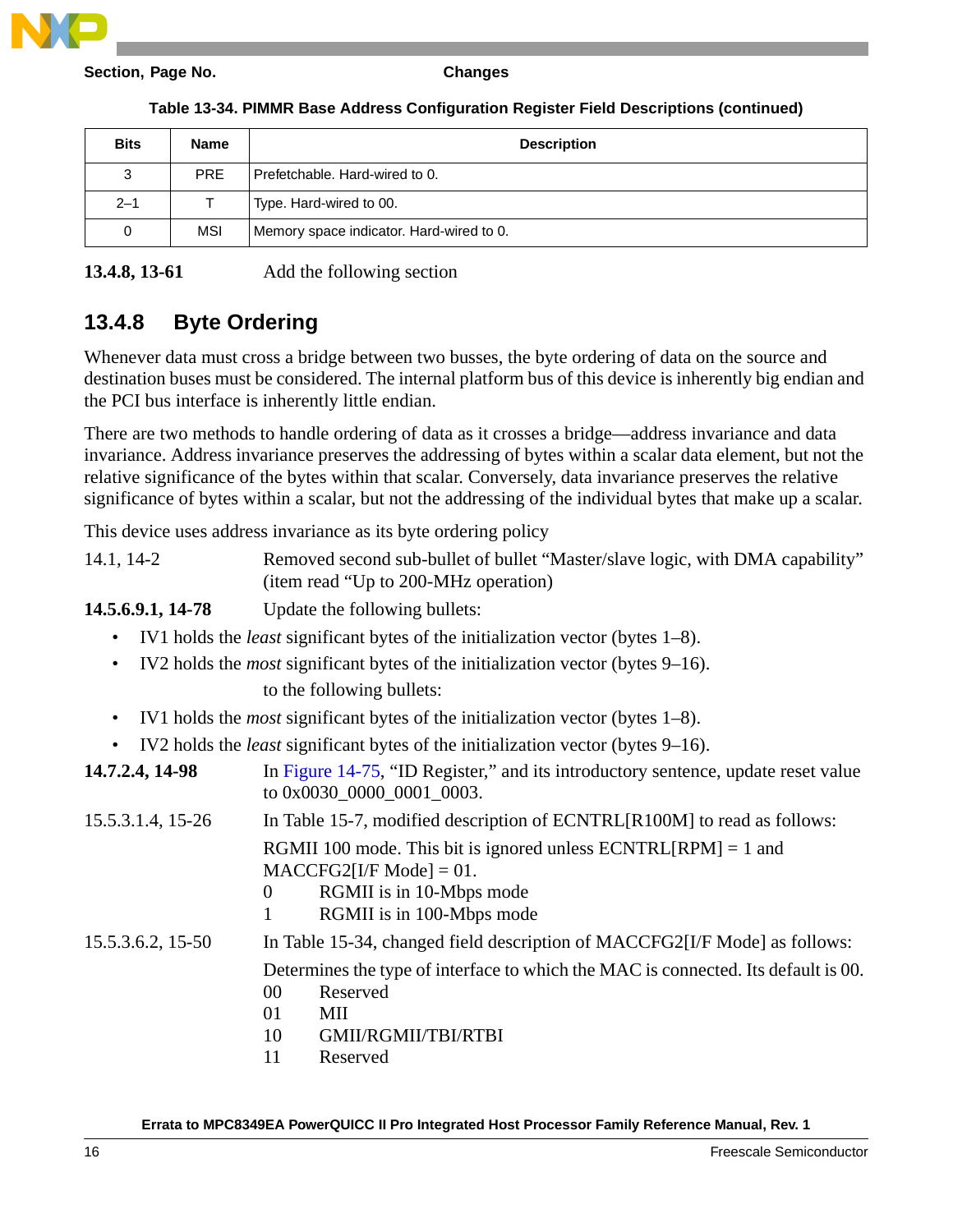| Section, Page No. | Changes |
|---|---|

**Table 13-34. PIMMR Base Address Configuration Register Field Descriptions (continued)**

| Bits | Name | Description |
|---|---|---|
| 3 | PRE | Prefetchable. Hard-wired to 0. |
| 2–1 | T | Type. Hard-wired to 00. |
| 0 | MSI | Memory space indicator. Hard-wired to 0. |

**13.4.8, 13-61** Add the following section

## 13.4.8 Byte Ordering

Whenever data must cross a bridge between two busses, the byte ordering of data on the source and destination buses must be considered. The internal platform bus of this device is inherently big endian and the PCI bus interface is inherently little endian.

There are two methods to handle ordering of data as it crosses a bridge—address invariance and data invariance. Address invariance preserves the addressing of bytes within a scalar data element, but not the relative significance of the bytes within that scalar. Conversely, data invariance preserves the relative significance of bytes within a scalar, but not the addressing of the individual bytes that make up a scalar.

This device uses address invariance as its byte ordering policy

14.1, 14-2 Removed second sub-bullet of bullet “Master/slave logic, with DMA capability” (item read “Up to 200-MHz operation)

**14.5.6.9.1, 14-78** Update the following bullets:

- IV1 holds the *least* significant bytes of the initialization vector (bytes 1–8).
- IV2 holds the *most* significant bytes of the initialization vector (bytes 9–16).

to the following bullets:

- IV1 holds the *most* significant bytes of the initialization vector (bytes 1–8).
- IV2 holds the *least* significant bytes of the initialization vector (bytes 9–16).

**14.7.2.4, 14-98** In Figure 14-75, “ID Register,” and its introductory sentence, update reset value to 0x0030_0000_0001_0003.

15.5.3.1.4, 15-26 In Table 15-7, modified description of ECNTRL[R100M] to read as follows:

RGMII 100 mode. This bit is ignored unless ECNTRL[RPM] = 1 and MACCFG2[I/F Mode] = 01.
0 RGMII is in 10-Mbps mode
1 RGMII is in 100-Mbps mode

15.5.3.6.2, 15-50 In Table 15-34, changed field description of MACCFG2[I/F Mode] as follows:

Determines the type of interface to which the MAC is connected. Its default is 00.
00 Reserved
01 MII
10 GMII/RGMII/TBI/RTBI
11 Reserved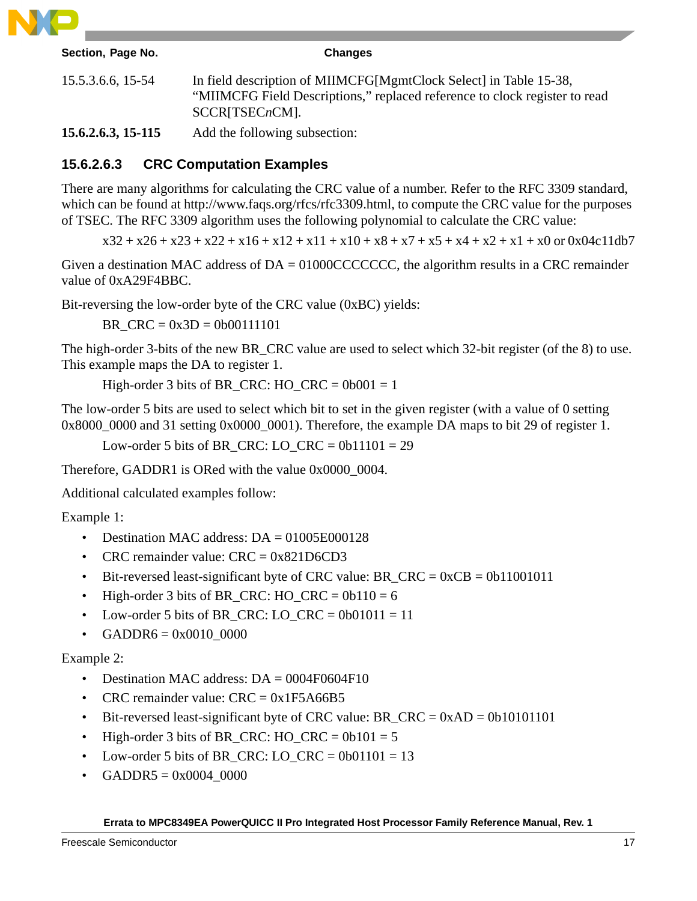| Section, Page No. | Changes |
|---|---|
| 15.5.3.6.6, 15-54 | In field description of MIIMCFG[MgmtClock Select] in Table 15-38, "MIIMCFG Field Descriptions," replaced reference to clock register to read SCCR[TSEC*n*CM]. |
| **15.6.2.6.3, 15-115** | Add the following subsection: |

### 15.6.2.6.3 CRC Computation Examples

There are many algorithms for calculating the CRC value of a number. Refer to the RFC 3309 standard, which can be found at http://www.faqs.org/rfcs/rfc3309.html, to compute the CRC value for the purposes of TSEC. The RFC 3309 algorithm uses the following polynomial to calculate the CRC value:

> x32 + x26 + x23 + x22 + x16 + x12 + x11 + x10 + x8 + x7 + x5 + x4 + x2 + x1 + x0 or 0x04c11db7

Given a destination MAC address of DA = 01000CCCCCCC, the algorithm results in a CRC remainder value of 0xA29F4BBC.

Bit-reversing the low-order byte of the CRC value (0xBC) yields:

> BR_CRC = 0x3D = 0b00111101

The high-order 3-bits of the new BR_CRC value are used to select which 32-bit register (of the 8) to use. This example maps the DA to register 1.

> High-order 3 bits of BR_CRC: HO_CRC = 0b001 = 1

The low-order 5 bits are used to select which bit to set in the given register (with a value of 0 setting 0x8000_0000 and 31 setting 0x0000_0001). Therefore, the example DA maps to bit 29 of register 1.

> Low-order 5 bits of BR_CRC: LO_CRC = 0b11101 = 29

Therefore, GADDR1 is ORed with the value 0x0000_0004.

Additional calculated examples follow:

Example 1:

- Destination MAC address: DA = 01005E000128
- CRC remainder value: CRC = 0x821D6CD3
- Bit-reversed least-significant byte of CRC value: BR_CRC = 0xCB = 0b11001011
- High-order 3 bits of BR_CRC: HO_CRC = 0b110 = 6
- Low-order 5 bits of BR_CRC: LO_CRC = 0b01011 = 11
- GADDR6 = 0x0010_0000

Example 2:

- Destination MAC address: DA = 0004F0604F10
- CRC remainder value: CRC = 0x1F5A66B5
- Bit-reversed least-significant byte of CRC value: BR_CRC = 0xAD = 0b10101101
- High-order 3 bits of BR_CRC: HO_CRC = 0b101 = 5
- Low-order 5 bits of BR_CRC: LO_CRC = 0b01101 = 13
- GADDR5 = 0x0004_0000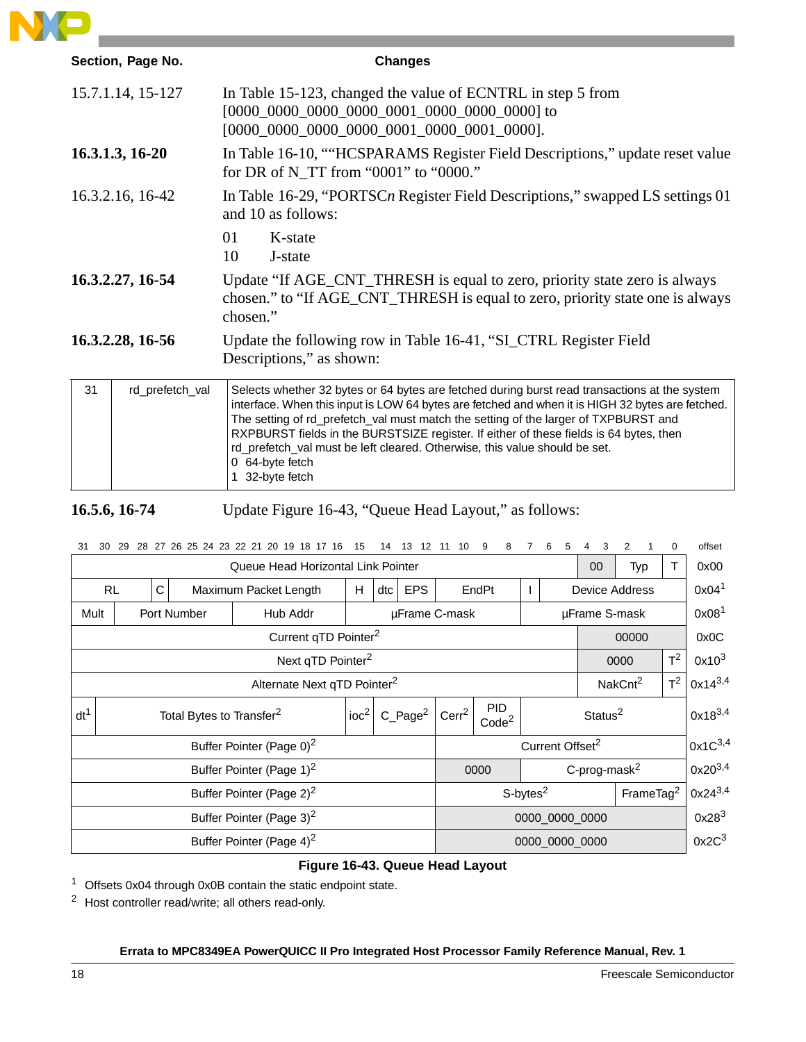| Section, Page No. | Changes |
|---|---|
| 15.7.1.14, 15-127 | In Table 15-123, changed the value of ECNTRL in step 5 from [0000_0000_0000_0000_0001_0000_0000_0000] to [0000_0000_0000_0000_0001_0000_0001_0000]. |
| **16.3.1.3, 16-20** | In Table 16-10, ““HCSPARAMS Register Field Descriptions,” update reset value for DR of N_TT from “0001” to “0000.” |
| 16.3.2.16, 16-42 | In Table 16-29, “PORTSC*n* Register Field Descriptions,” swapped LS settings 01 and 10 as follows:<br>01 K-state<br>10 J-state |
| **16.3.2.27, 16-54** | Update “If AGE_CNT_THRESH is equal to zero, priority state zero is always chosen.” to “If AGE_CNT_THRESH is equal to zero, priority state one is always chosen.” |
| **16.3.2.28, 16-56** | Update the following row in Table 16-41, “SI_CTRL Register Field Descriptions,” as shown: |

| | | |
|---|---|---|
| 31 | rd_prefetch_val | Selects whether 32 bytes or 64 bytes are fetched during burst read transactions at the system interface. When this input is LOW 64 bytes are fetched and when it is HIGH 32 bytes are fetched. The setting of rd_prefetch_val must match the setting of the larger of TXPBURST and RXPBURST fields in the BURSTSIZE register. If either of these fields is 64 bytes, then rd_prefetch_val must be left cleared. Otherwise, this value should be set.<br>0 64-byte fetch<br>1 32-byte fetch |

**16.5.6, 16-74** Update Figure 16-43, “Queue Head Layout,” as follows:

| Bits 31–0 (fields) | offset |
|---|---|
| Queue Head Horizontal Link Pointer (31–5) \| 00 (4–3) \| Typ (2–1) \| T (0) | 0x00 |
| RL \| C \| Maximum Packet Length \| H \| dtc \| EPS \| EndPt \| I \| Device Address | 0x04[1] |
| Mult \| Port Number \| Hub Addr \| µFrame C-mask \| µFrame S-mask | 0x08[1] |
| Current qTD Pointer[2] \| 00000 | 0x0C |
| Next qTD Pointer[2] \| 0000 \| T[2] | 0x10[3] |
| Alternate Next qTD Pointer[2] \| NakCnt[2] \| T[2] | 0x14[3,4] |
| dt[1] \| Total Bytes to Transfer[2] \| ioc[2] \| C_Page[2] \| Cerr[2] \| PID Code[2] \| Status[2] | 0x18[3,4] |
| Buffer Pointer (Page 0)[2] \| Current Offset[2] | 0x1C[3,4] |
| Buffer Pointer (Page 1)[2] \| 0000 \| C-prog-mask[2] | 0x20[3,4] |
| Buffer Pointer (Page 2)[2] \| S-bytes[2] \| FrameTag[2] | 0x24[3,4] |
| Buffer Pointer (Page 3)[2] \| 0000_0000_0000 | 0x28[3] |
| Buffer Pointer (Page 4)[2] \| 0000_0000_0000 | 0x2C[3] |

**Figure 16-43. Queue Head Layout**

[1] Offsets 0x04 through 0x0B contain the static endpoint state.

[2] Host controller read/write; all others read-only.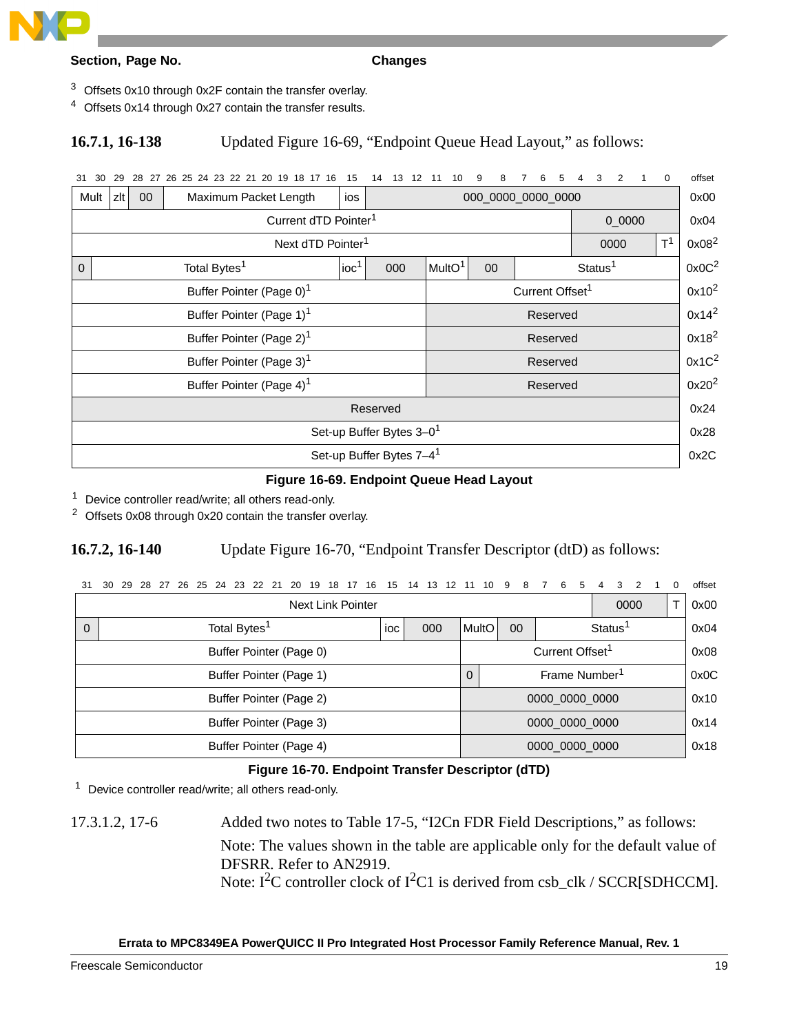| Section, Page No. | Changes |
|---|---|

[3] Offsets 0x10 through 0x2F contain the transfer overlay.

[4] Offsets 0x14 through 0x27 contain the transfer results.

**16.7.1, 16-138** Updated Figure 16-69, “Endpoint Queue Head Layout,” as follows:

| 31 | 30 | 29 28 | 27–16 | 15 | 14 13 12 | 11 10 | 9 8 | 7–5 | 4 3 2 1 | 0 | offset |
|---|---|---|---|---|---|---|---|---|---|---|---|
| Mult | zlt | 00 | Maximum Packet Length | ios | 000_0000_0000_0000 | | | | | | 0x00 |
| Current dTD Pointer[1] | | | | | | | | | 0_0000 | | 0x04 |
| Next dTD Pointer[1] | | | | | | | | | 0000 | T[1] | 0x08[2] |
| 0 | Total Bytes[1] | | | ioc[1] | 000 | MultO[1] | 00 | Status[1] | | | 0x0C[2] |
| Buffer Pointer (Page 0)[1] | | | | | | Current Offset[1] | | | | | 0x10[2] |
| Buffer Pointer (Page 1)[1] | | | | | | Reserved | | | | | 0x14[2] |
| Buffer Pointer (Page 2)[1] | | | | | | Reserved | | | | | 0x18[2] |
| Buffer Pointer (Page 3)[1] | | | | | | Reserved | | | | | 0x1C[2] |
| Buffer Pointer (Page 4)[1] | | | | | | Reserved | | | | | 0x20[2] |
| Reserved | | | | | | | | | | | 0x24 |
| Set-up Buffer Bytes 3–0[1] | | | | | | | | | | | 0x28 |
| Set-up Buffer Bytes 7–4[1] | | | | | | | | | | | 0x2C |

**Figure 16-69. Endpoint Queue Head Layout**

[1] Device controller read/write; all others read-only.

[2] Offsets 0x08 through 0x20 contain the transfer overlay.

**16.7.2, 16-140** Update Figure 16-70, “Endpoint Transfer Descriptor (dTD) as follows:

| 31 | 30–16 | 15 | 14 13 12 | 11 10 | 9 8 | 7–5 | 4 3 2 1 | 0 | offset |
|---|---|---|---|---|---|---|---|---|---|
| Next Link Pointer | | | | | | | 0000 | T | 0x00 |
| 0 | Total Bytes[1] | ioc | 000 | MultO | 00 | Status[1] | | | 0x04 |
| Buffer Pointer (Page 0) | | | | Current Offset[1] | | | | | 0x08 |
| Buffer Pointer (Page 1) | | | | 0 | Frame Number[1] | | | | 0x0C |
| Buffer Pointer (Page 2) | | | | 0000_0000_0000 | | | | | 0x10 |
| Buffer Pointer (Page 3) | | | | 0000_0000_0000 | | | | | 0x14 |
| Buffer Pointer (Page 4) | | | | 0000_0000_0000 | | | | | 0x18 |

**Figure 16-70. Endpoint Transfer Descriptor (dTD)**

[1] Device controller read/write; all others read-only.

17.3.1.2, 17-6 Added two notes to Table 17-5, “I2Cn FDR Field Descriptions,” as follows:

Note: The values shown in the table are applicable only for the default value of DFSRR. Refer to AN2919.
Note: $I^2C$ controller clock of $I^2C1$ is derived from csb_clk / SCCR[SDHCCM].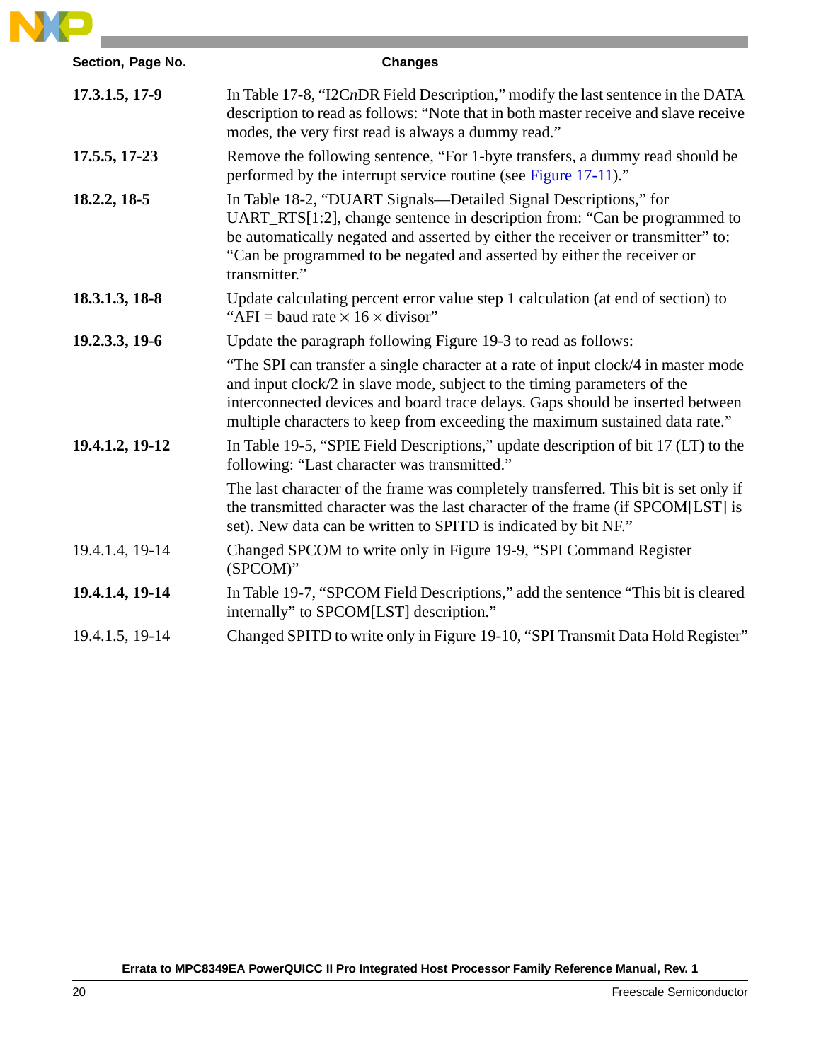| Section, Page No. | Changes |
|---|---|
| **17.3.1.5, 17-9** | In Table 17-8, "I2C*n*DR Field Description," modify the last sentence in the DATA description to read as follows: "Note that in both master receive and slave receive modes, the very first read is always a dummy read." |
| **17.5.5, 17-23** | Remove the following sentence, "For 1-byte transfers, a dummy read should be performed by the interrupt service routine (see Figure 17-11)." |
| **18.2.2, 18-5** | In Table 18-2, "DUART Signals—Detailed Signal Descriptions," for UART_RTS[1:2], change sentence in description from: "Can be programmed to be automatically negated and asserted by either the receiver or transmitter" to: "Can be programmed to be negated and asserted by either the receiver or transmitter." |
| **18.3.1.3, 18-8** | Update calculating percent error value step 1 calculation (at end of section) to "AFI = baud rate $\times$ 16 $\times$ divisor" |
| **19.2.3.3, 19-6** | Update the paragraph following Figure 19-3 to read as follows:<br><br>"The SPI can transfer a single character at a rate of input clock/4 in master mode and input clock/2 in slave mode, subject to the timing parameters of the interconnected devices and board trace delays. Gaps should be inserted between multiple characters to keep from exceeding the maximum sustained data rate." |
| **19.4.1.2, 19-12** | In Table 19-5, "SPIE Field Descriptions," update description of bit 17 (LT) to the following: "Last character was transmitted."<br><br>The last character of the frame was completely transferred. This bit is set only if the transmitted character was the last character of the frame (if SPCOM[LST] is set). New data can be written to SPITD is indicated by bit NF." |
| 19.4.1.4, 19-14 | Changed SPCOM to write only in Figure 19-9, "SPI Command Register (SPCOM)" |
| **19.4.1.4, 19-14** | In Table 19-7, "SPCOM Field Descriptions," add the sentence "This bit is cleared internally" to SPCOM[LST] description." |
| 19.4.1.5, 19-14 | Changed SPITD to write only in Figure 19-10, "SPI Transmit Data Hold Register" |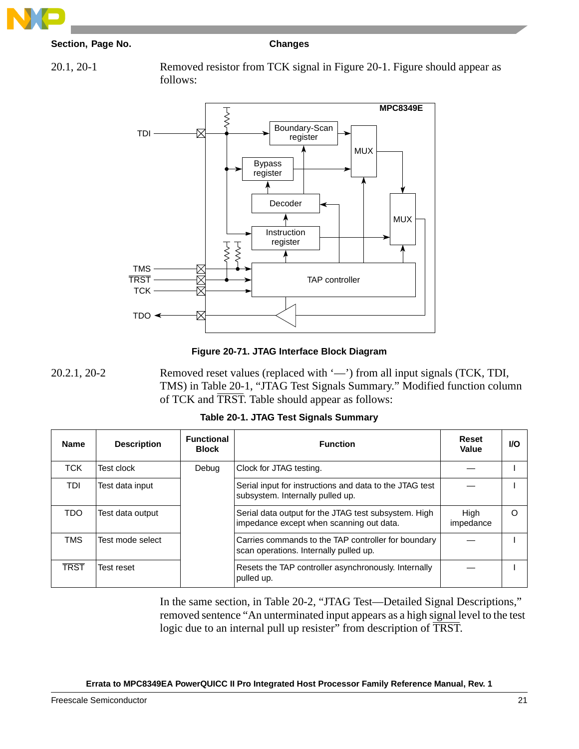| Section, Page No. | Changes |
|---|---|
| 20.1, 20-1 | Removed resistor from TCK signal in Figure 20-1. Figure should appear as follows: |

Figure 20-71. JTAG Interface Block Diagram

| Section, Page No. | Changes |
|---|---|
| 20.2.1, 20-2 | Removed reset values (replaced with '—') from all input signals (TCK, TDI, TMS) in Table 20-1, "JTAG Test Signals Summary." Modified function column of TCK and $\overline{\text{TRST}}$. Table should appear as follows: |

**Table 20-1. JTAG Test Signals Summary**

| Name | Description | Functional Block | Function | Reset Value | I/O |
|---|---|---|---|---|---|
| TCK | Test clock | Debug | Clock for JTAG testing. | — | I |
| TDI | Test data input | | Serial input for instructions and data to the JTAG test subsystem. Internally pulled up. | — | I |
| TDO | Test data output | | Serial data output for the JTAG test subsystem. High impedance except when scanning out data. | High impedance | O |
| TMS | Test mode select | | Carries commands to the TAP controller for boundary scan operations. Internally pulled up. | — | I |
| $\overline{\text{TRST}}$ | Test reset | | Resets the TAP controller asynchronously. Internally pulled up. | — | I |

In the same section, in Table 20-2, "JTAG Test—Detailed Signal Descriptions," removed sentence "An unterminated input appears as a high signal level to the test logic due to an internal pull up resister" from description of $\overline{\text{TRST}}$.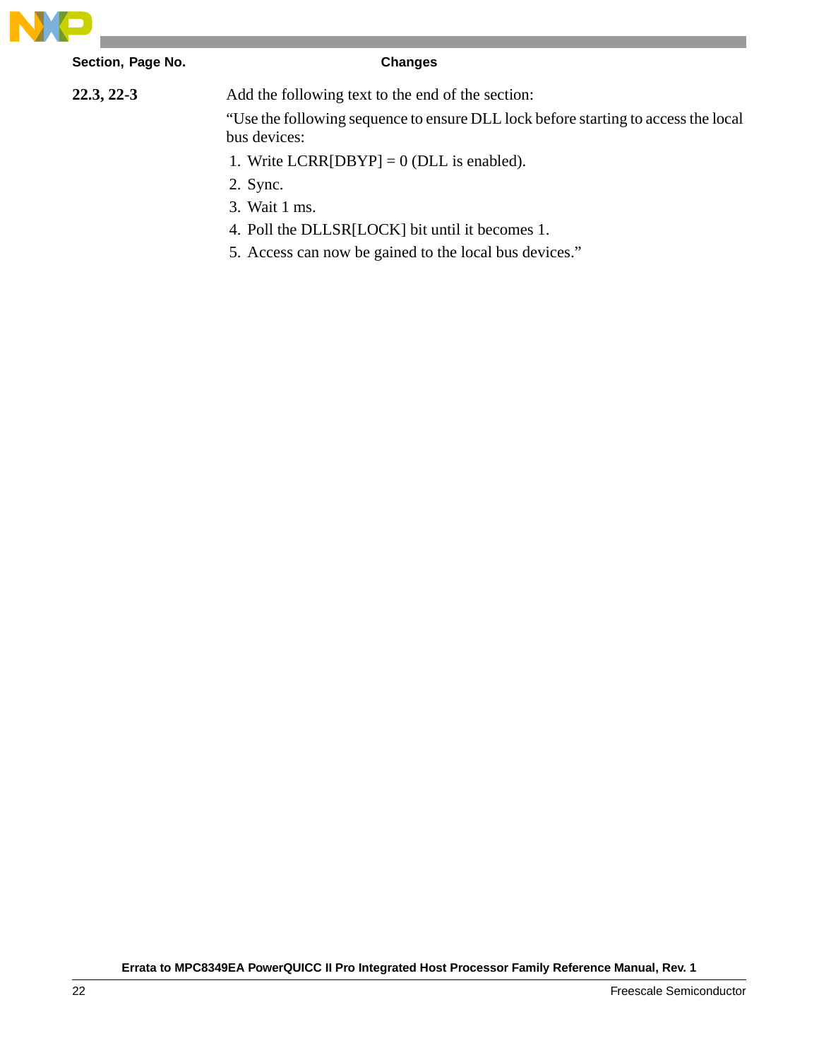| Section, Page No. | Changes |
|---|---|
| **22.3, 22-3** | Add the following text to the end of the section:<br>"Use the following sequence to ensure DLL lock before starting to access the local bus devices:<br>1. Write LCRR[DBYP] = 0 (DLL is enabled).<br>2. Sync.<br>3. Wait 1 ms.<br>4. Poll the DLLSR[LOCK] bit until it becomes 1.<br>5. Access can now be gained to the local bus devices." |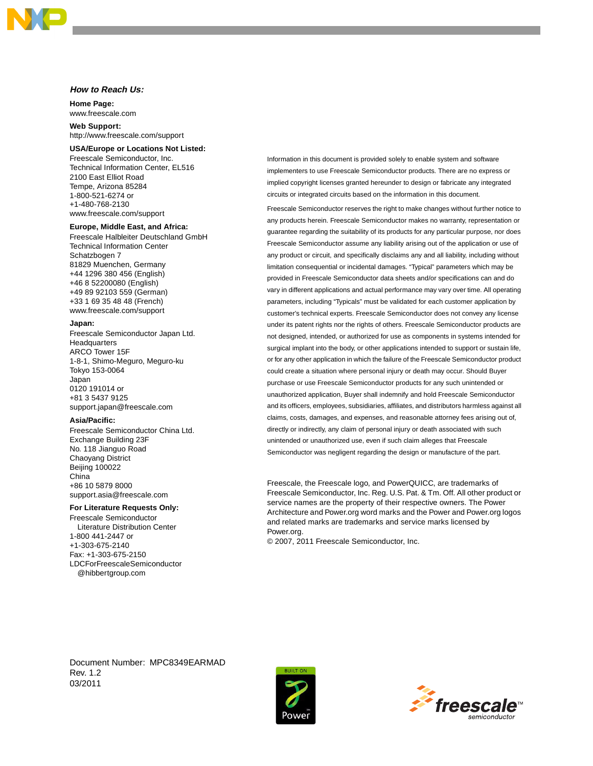***How to Reach Us:***

**Home Page:**
www.freescale.com

**Web Support:**
http://www.freescale.com/support

**USA/Europe or Locations Not Listed:**
Freescale Semiconductor, Inc.
Technical Information Center, EL516
2100 East Elliot Road
Tempe, Arizona 85284
1-800-521-6274 or
+1-480-768-2130
www.freescale.com/support

**Europe, Middle East, and Africa:**
Freescale Halbleiter Deutschland GmbH
Technical Information Center
Schatzbogen 7
81829 Muenchen, Germany
+44 1296 380 456 (English)
+46 8 52200080 (English)
+49 89 92103 559 (German)
+33 1 69 35 48 48 (French)
www.freescale.com/support

**Japan:**
Freescale Semiconductor Japan Ltd.
Headquarters
ARCO Tower 15F
1-8-1, Shimo-Meguro, Meguro-ku
Tokyo 153-0064
Japan
0120 191014 or
+81 3 5437 9125
support.japan@freescale.com

**Asia/Pacific:**
Freescale Semiconductor China Ltd.
Exchange Building 23F
No. 118 Jianguo Road
Chaoyang District
Beijing 100022
China
+86 10 5879 8000
support.asia@freescale.com

**For Literature Requests Only:**
Freescale Semiconductor
Literature Distribution Center
1-800 441-2447 or
+1-303-675-2140
Fax: +1-303-675-2150
LDCForFreescaleSemiconductor
@hibbertgroup.com

Information in this document is provided solely to enable system and software implementers to use Freescale Semiconductor products. There are no express or implied copyright licenses granted hereunder to design or fabricate any integrated circuits or integrated circuits based on the information in this document.

Freescale Semiconductor reserves the right to make changes without further notice to any products herein. Freescale Semiconductor makes no warranty, representation or guarantee regarding the suitability of its products for any particular purpose, nor does Freescale Semiconductor assume any liability arising out of the application or use of any product or circuit, and specifically disclaims any and all liability, including without limitation consequential or incidental damages. "Typical" parameters which may be provided in Freescale Semiconductor data sheets and/or specifications can and do vary in different applications and actual performance may vary over time. All operating parameters, including "Typicals" must be validated for each customer application by customer's technical experts. Freescale Semiconductor does not convey any license under its patent rights nor the rights of others. Freescale Semiconductor products are not designed, intended, or authorized for use as components in systems intended for surgical implant into the body, or other applications intended to support or sustain life, or for any other application in which the failure of the Freescale Semiconductor product could create a situation where personal injury or death may occur. Should Buyer purchase or use Freescale Semiconductor products for any such unintended or unauthorized application, Buyer shall indemnify and hold Freescale Semiconductor and its officers, employees, subsidiaries, affiliates, and distributors harmless against all claims, costs, damages, and expenses, and reasonable attorney fees arising out of, directly or indirectly, any claim of personal injury or death associated with such unintended or unauthorized use, even if such claim alleges that Freescale Semiconductor was negligent regarding the design or manufacture of the part.

Freescale, the Freescale logo, and PowerQUICC, are trademarks of Freescale Semiconductor, Inc. Reg. U.S. Pat. & Tm. Off. All other product or service names are the property of their respective owners. The Power Architecture and Power.org word marks and the Power and Power.org logos and related marks are trademarks and service marks licensed by Power.org.
© 2007, 2011 Freescale Semiconductor, Inc.

Document Number: MPC8349EARMAD
Rev. 1.2
03/2011